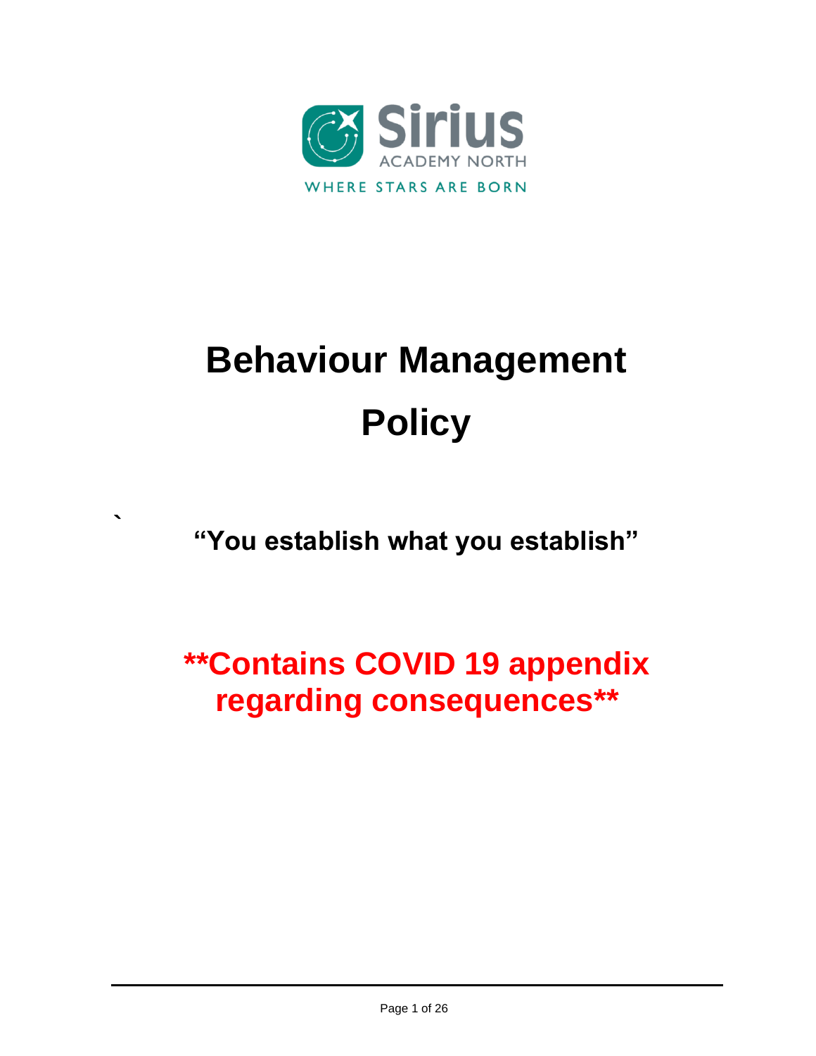Sirius

ACADEMY NORTH

WHERE STARS ARE BORN

# Behaviour Management Policy

`

**"You establish what you establish"**

**\*\*Contains COVID 19 appendix regarding consequences\*\***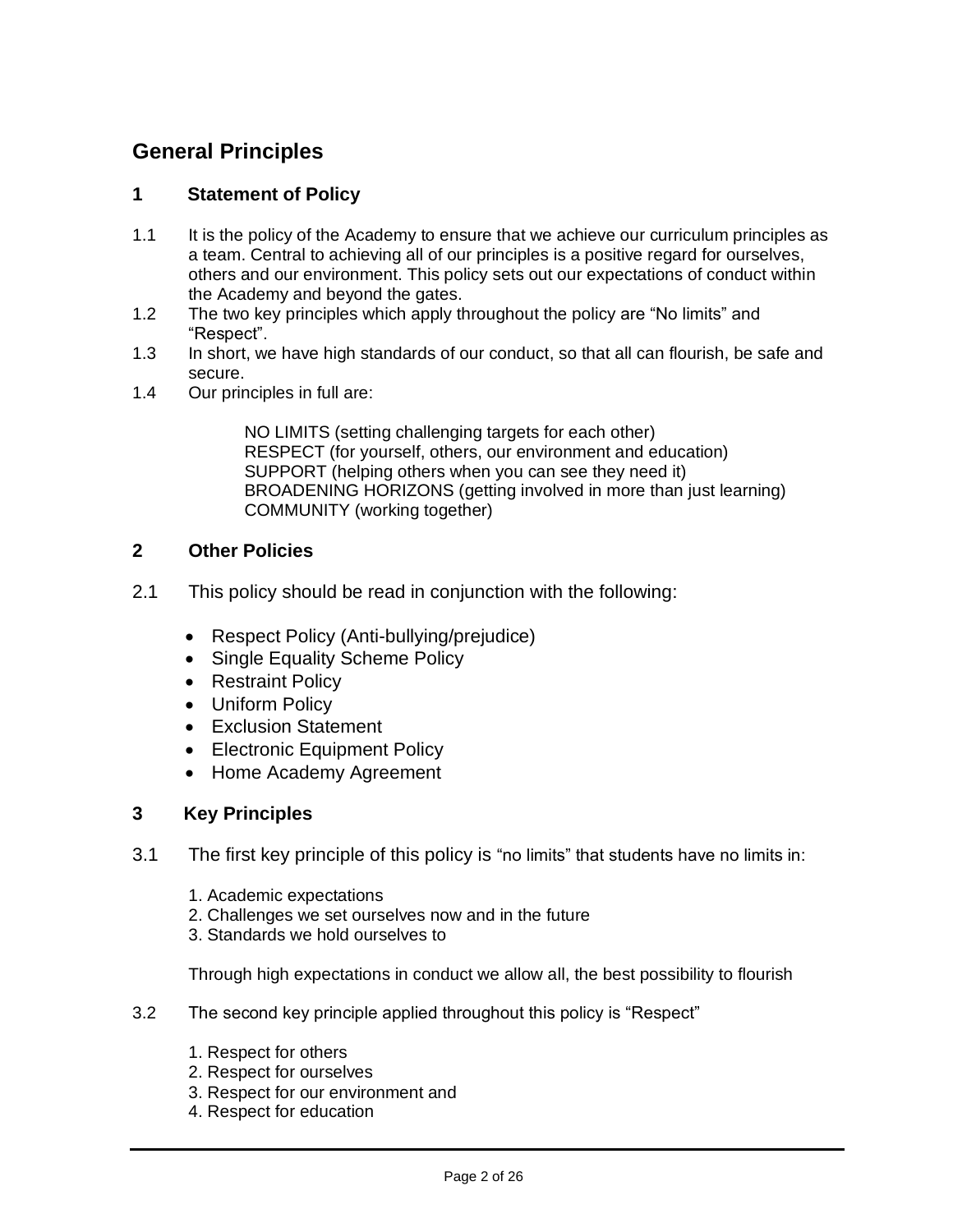# General Principles

## 1 Statement of Policy

1.1 It is the policy of the Academy to ensure that we achieve our curriculum principles as a team. Central to achieving all of our principles is a positive regard for ourselves, others and our environment. This policy sets out our expectations of conduct within the Academy and beyond the gates.

1.2 The two key principles which apply throughout the policy are "No limits" and "Respect".

1.3 In short, we have high standards of our conduct, so that all can flourish, be safe and secure.

1.4 Our principles in full are:

> NO LIMITS (setting challenging targets for each other)
> RESPECT (for yourself, others, our environment and education)
> SUPPORT (helping others when you can see they need it)
> BROADENING HORIZONS (getting involved in more than just learning)
> COMMUNITY (working together)

## 2 Other Policies

2.1 This policy should be read in conjunction with the following:

- Respect Policy (Anti-bullying/prejudice)
- Single Equality Scheme Policy
- Restraint Policy
- Uniform Policy
- Exclusion Statement
- Electronic Equipment Policy
- Home Academy Agreement

## 3 Key Principles

3.1 The first key principle of this policy is "no limits" that students have no limits in:

1. Academic expectations
2. Challenges we set ourselves now and in the future
3. Standards we hold ourselves to

Through high expectations in conduct we allow all, the best possibility to flourish

3.2 The second key principle applied throughout this policy is "Respect"

1. Respect for others
2. Respect for ourselves
3. Respect for our environment and
4. Respect for education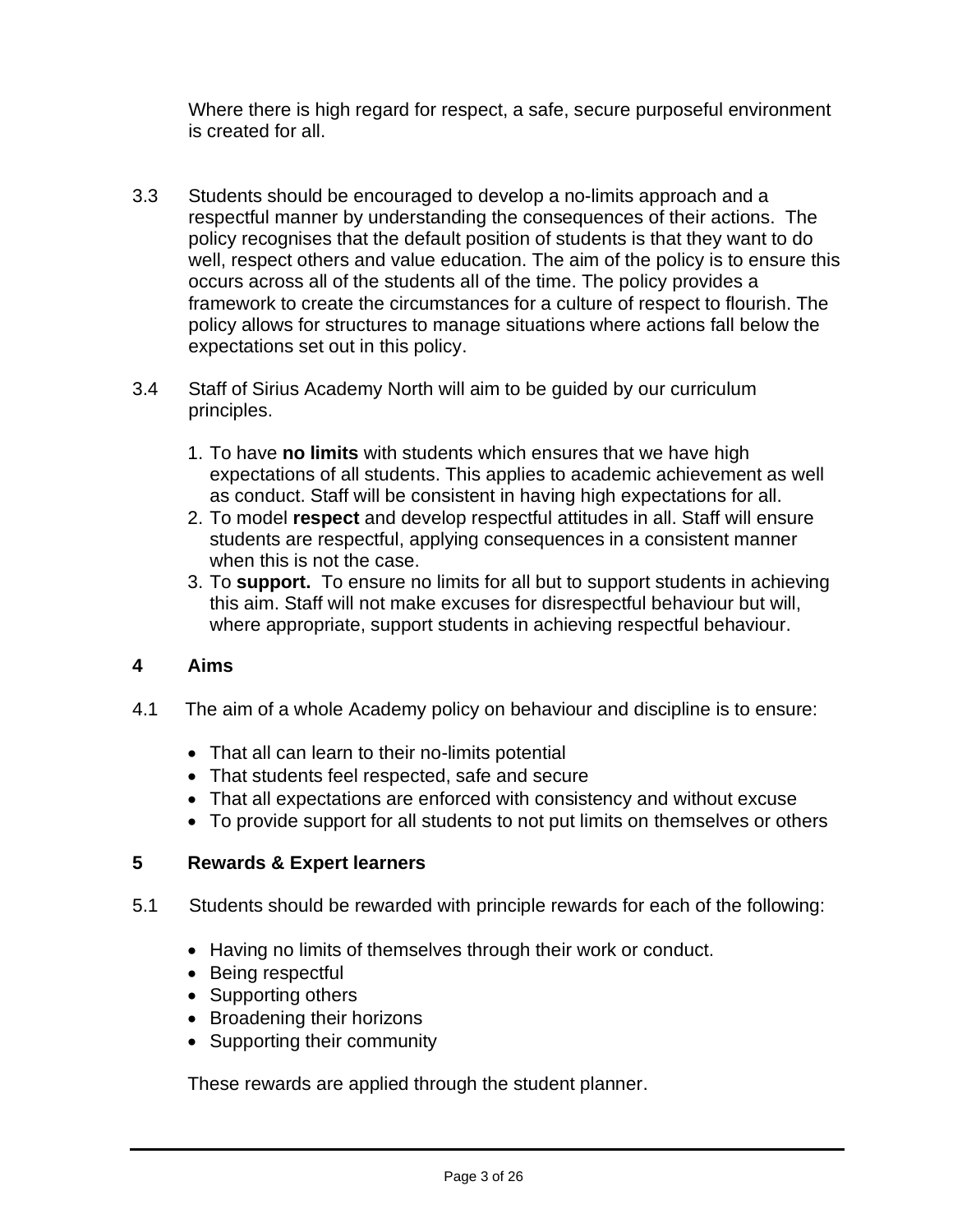Where there is high regard for respect, a safe, secure purposeful environment is created for all.

3.3 Students should be encouraged to develop a no-limits approach and a respectful manner by understanding the consequences of their actions. The policy recognises that the default position of students is that they want to do well, respect others and value education. The aim of the policy is to ensure this occurs across all of the students all of the time. The policy provides a framework to create the circumstances for a culture of respect to flourish. The policy allows for structures to manage situations where actions fall below the expectations set out in this policy.

3.4 Staff of Sirius Academy North will aim to be guided by our curriculum principles.

1. To have **no limits** with students which ensures that we have high expectations of all students. This applies to academic achievement as well as conduct. Staff will be consistent in having high expectations for all.
2. To model **respect** and develop respectful attitudes in all. Staff will ensure students are respectful, applying consequences in a consistent manner when this is not the case.
3. To **support.** To ensure no limits for all but to support students in achieving this aim. Staff will not make excuses for disrespectful behaviour but will, where appropriate, support students in achieving respectful behaviour.

## 4 Aims

4.1 The aim of a whole Academy policy on behaviour and discipline is to ensure:

- That all can learn to their no-limits potential
- That students feel respected, safe and secure
- That all expectations are enforced with consistency and without excuse
- To provide support for all students to not put limits on themselves or others

## 5 Rewards & Expert learners

5.1 Students should be rewarded with principle rewards for each of the following:

- Having no limits of themselves through their work or conduct.
- Being respectful
- Supporting others
- Broadening their horizons
- Supporting their community

These rewards are applied through the student planner.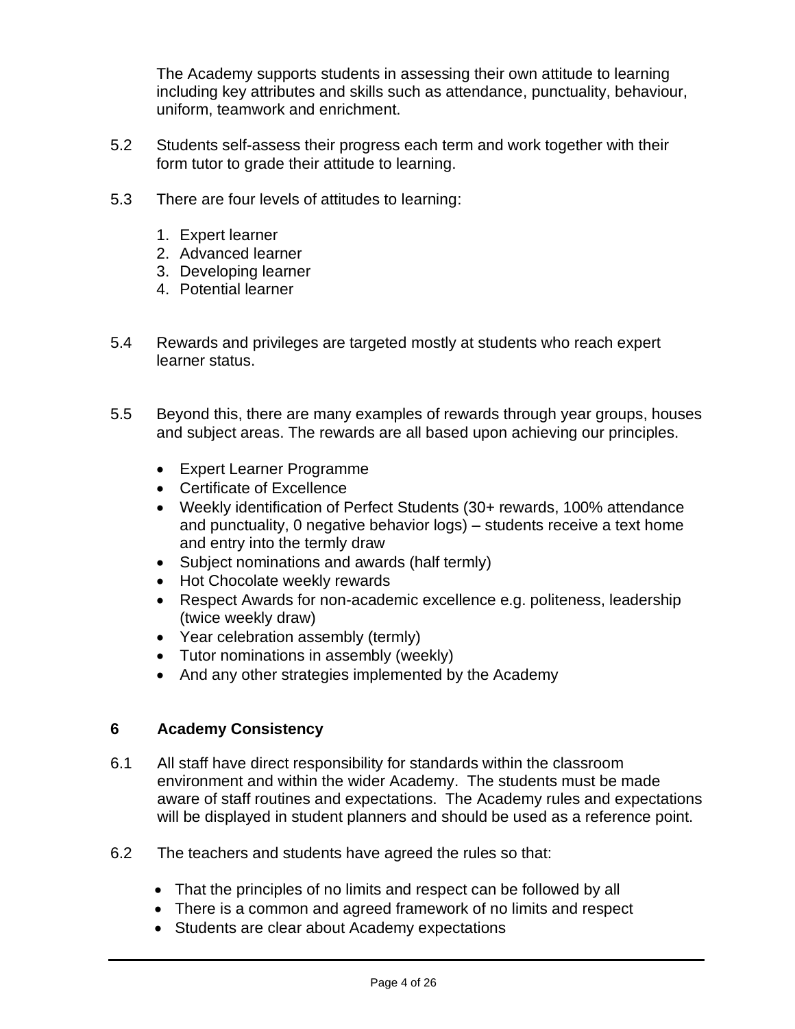The Academy supports students in assessing their own attitude to learning including key attributes and skills such as attendance, punctuality, behaviour, uniform, teamwork and enrichment.

5.2 Students self-assess their progress each term and work together with their form tutor to grade their attitude to learning.

5.3 There are four levels of attitudes to learning:

1. Expert learner
2. Advanced learner
3. Developing learner
4. Potential learner

5.4 Rewards and privileges are targeted mostly at students who reach expert learner status.

5.5 Beyond this, there are many examples of rewards through year groups, houses and subject areas. The rewards are all based upon achieving our principles.

- Expert Learner Programme
- Certificate of Excellence
- Weekly identification of Perfect Students (30+ rewards, 100% attendance and punctuality, 0 negative behavior logs) – students receive a text home and entry into the termly draw
- Subject nominations and awards (half termly)
- Hot Chocolate weekly rewards
- Respect Awards for non-academic excellence e.g. politeness, leadership (twice weekly draw)
- Year celebration assembly (termly)
- Tutor nominations in assembly (weekly)
- And any other strategies implemented by the Academy

## 6 Academy Consistency

6.1 All staff have direct responsibility for standards within the classroom environment and within the wider Academy. The students must be made aware of staff routines and expectations. The Academy rules and expectations will be displayed in student planners and should be used as a reference point.

6.2 The teachers and students have agreed the rules so that:

- That the principles of no limits and respect can be followed by all
- There is a common and agreed framework of no limits and respect
- Students are clear about Academy expectations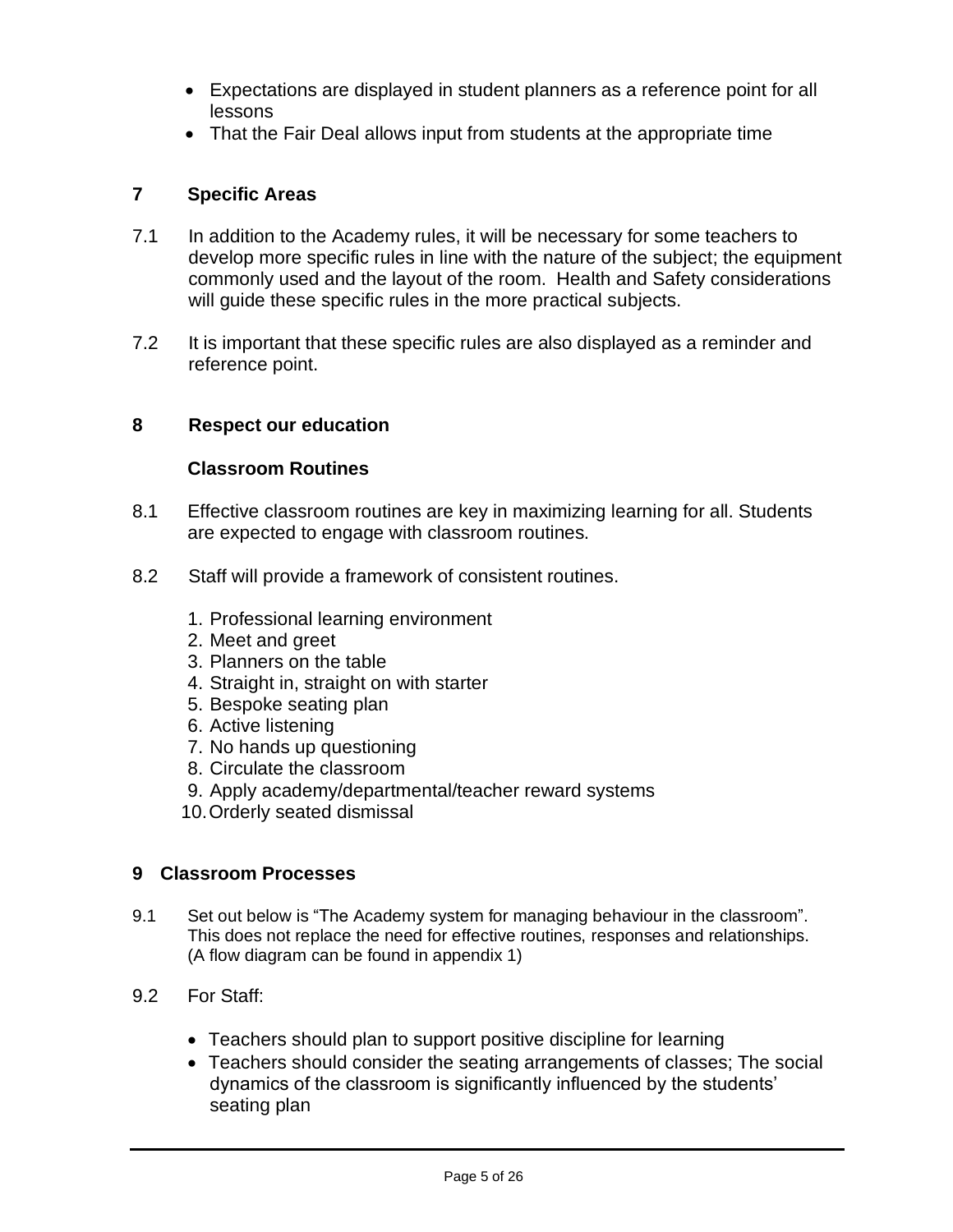- Expectations are displayed in student planners as a reference point for all lessons
- That the Fair Deal allows input from students at the appropriate time

## 7 Specific Areas

7.1 In addition to the Academy rules, it will be necessary for some teachers to develop more specific rules in line with the nature of the subject; the equipment commonly used and the layout of the room. Health and Safety considerations will guide these specific rules in the more practical subjects.

7.2 It is important that these specific rules are also displayed as a reminder and reference point.

## 8 Respect our education

### Classroom Routines

8.1 Effective classroom routines are key in maximizing learning for all. Students are expected to engage with classroom routines.

8.2 Staff will provide a framework of consistent routines.

1. Professional learning environment
2. Meet and greet
3. Planners on the table
4. Straight in, straight on with starter
5. Bespoke seating plan
6. Active listening
7. No hands up questioning
8. Circulate the classroom
9. Apply academy/departmental/teacher reward systems
10. Orderly seated dismissal

## 9 Classroom Processes

9.1 Set out below is "The Academy system for managing behaviour in the classroom". This does not replace the need for effective routines, responses and relationships. (A flow diagram can be found in appendix 1)

9.2 For Staff:

- Teachers should plan to support positive discipline for learning
- Teachers should consider the seating arrangements of classes; The social dynamics of the classroom is significantly influenced by the students' seating plan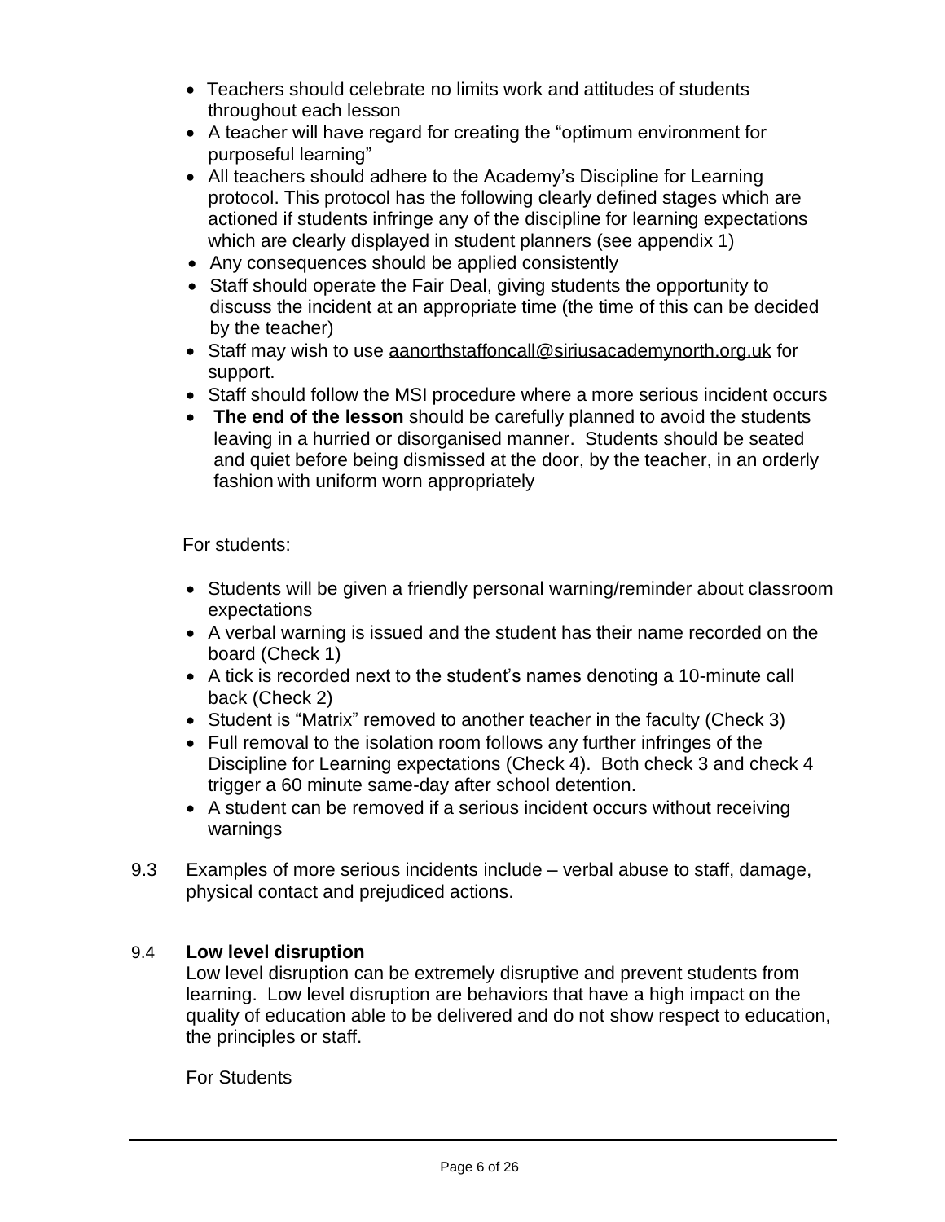- Teachers should celebrate no limits work and attitudes of students throughout each lesson
- A teacher will have regard for creating the "optimum environment for purposeful learning"
- All teachers should adhere to the Academy's Discipline for Learning protocol. This protocol has the following clearly defined stages which are actioned if students infringe any of the discipline for learning expectations which are clearly displayed in student planners (see appendix 1)
- Any consequences should be applied consistently
- Staff should operate the Fair Deal, giving students the opportunity to discuss the incident at an appropriate time (the time of this can be decided by the teacher)
- Staff may wish to use aanorthstaffoncall@siriusacademynorth.org.uk for support.
- Staff should follow the MSI procedure where a more serious incident occurs
- **The end of the lesson** should be carefully planned to avoid the students leaving in a hurried or disorganised manner. Students should be seated and quiet before being dismissed at the door, by the teacher, in an orderly fashion with uniform worn appropriately

For students:

- Students will be given a friendly personal warning/reminder about classroom expectations
- A verbal warning is issued and the student has their name recorded on the board (Check 1)
- A tick is recorded next to the student's names denoting a 10-minute call back (Check 2)
- Student is "Matrix" removed to another teacher in the faculty (Check 3)
- Full removal to the isolation room follows any further infringes of the Discipline for Learning expectations (Check 4). Both check 3 and check 4 trigger a 60 minute same-day after school detention.
- A student can be removed if a serious incident occurs without receiving warnings

9.3 Examples of more serious incidents include – verbal abuse to staff, damage, physical contact and prejudiced actions.

9.4 **Low level disruption**

Low level disruption can be extremely disruptive and prevent students from learning. Low level disruption are behaviors that have a high impact on the quality of education able to be delivered and do not show respect to education, the principles or staff.

For Students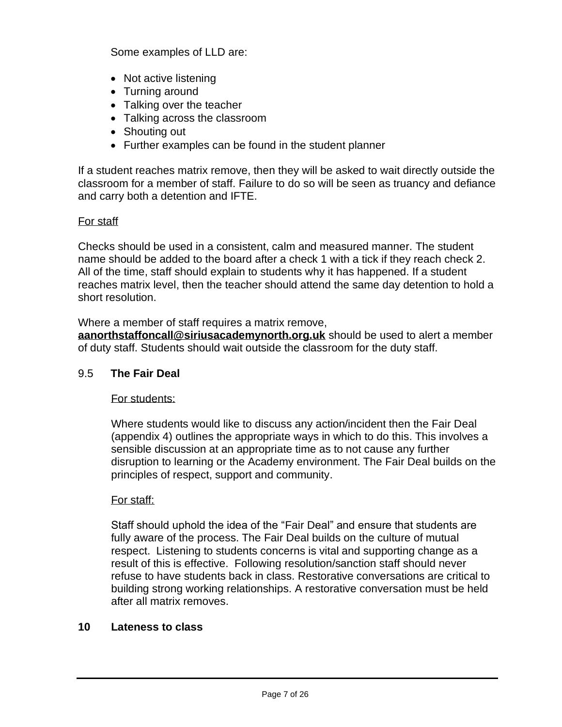Some examples of LLD are:

- Not active listening
- Turning around
- Talking over the teacher
- Talking across the classroom
- Shouting out
- Further examples can be found in the student planner

If a student reaches matrix remove, then they will be asked to wait directly outside the classroom for a member of staff. Failure to do so will be seen as truancy and defiance and carry both a detention and IFTE.

For staff

Checks should be used in a consistent, calm and measured manner. The student name should be added to the board after a check 1 with a tick if they reach check 2. All of the time, staff should explain to students why it has happened. If a student reaches matrix level, then the teacher should attend the same day detention to hold a short resolution.

Where a member of staff requires a matrix remove, **aanorthstaffoncall@siriusacademynorth.org.uk** should be used to alert a member of duty staff. Students should wait outside the classroom for the duty staff.

### 9.5 The Fair Deal

For students:

Where students would like to discuss any action/incident then the Fair Deal (appendix 4) outlines the appropriate ways in which to do this. This involves a sensible discussion at an appropriate time as to not cause any further disruption to learning or the Academy environment. The Fair Deal builds on the principles of respect, support and community.

For staff:

Staff should uphold the idea of the "Fair Deal" and ensure that students are fully aware of the process. The Fair Deal builds on the culture of mutual respect. Listening to students concerns is vital and supporting change as a result of this is effective. Following resolution/sanction staff should never refuse to have students back in class. Restorative conversations are critical to building strong working relationships. A restorative conversation must be held after all matrix removes.

## 10 Lateness to class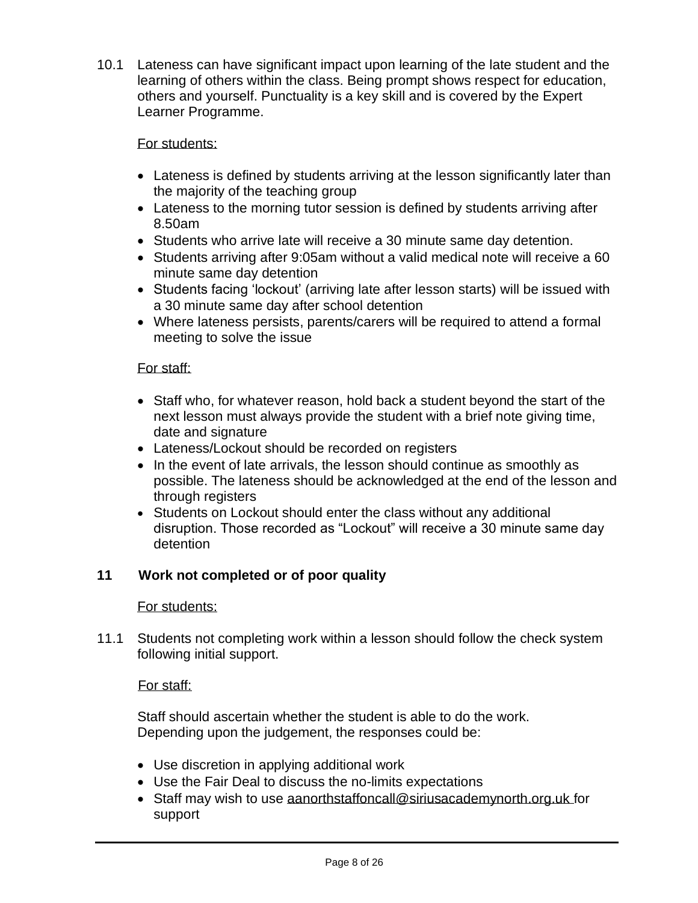10.1 Lateness can have significant impact upon learning of the late student and the learning of others within the class. Being prompt shows respect for education, others and yourself. Punctuality is a key skill and is covered by the Expert Learner Programme.

For students:

- Lateness is defined by students arriving at the lesson significantly later than the majority of the teaching group
- Lateness to the morning tutor session is defined by students arriving after 8.50am
- Students who arrive late will receive a 30 minute same day detention.
- Students arriving after 9:05am without a valid medical note will receive a 60 minute same day detention
- Students facing 'lockout' (arriving late after lesson starts) will be issued with a 30 minute same day after school detention
- Where lateness persists, parents/carers will be required to attend a formal meeting to solve the issue

For staff:

- Staff who, for whatever reason, hold back a student beyond the start of the next lesson must always provide the student with a brief note giving time, date and signature
- Lateness/Lockout should be recorded on registers
- In the event of late arrivals, the lesson should continue as smoothly as possible. The lateness should be acknowledged at the end of the lesson and through registers
- Students on Lockout should enter the class without any additional disruption. Those recorded as "Lockout" will receive a 30 minute same day detention

## 11 Work not completed or of poor quality

For students:

11.1 Students not completing work within a lesson should follow the check system following initial support.

For staff:

Staff should ascertain whether the student is able to do the work. Depending upon the judgement, the responses could be:

- Use discretion in applying additional work
- Use the Fair Deal to discuss the no-limits expectations
- Staff may wish to use aanorthstaffoncall@siriusacademynorth.org.uk for support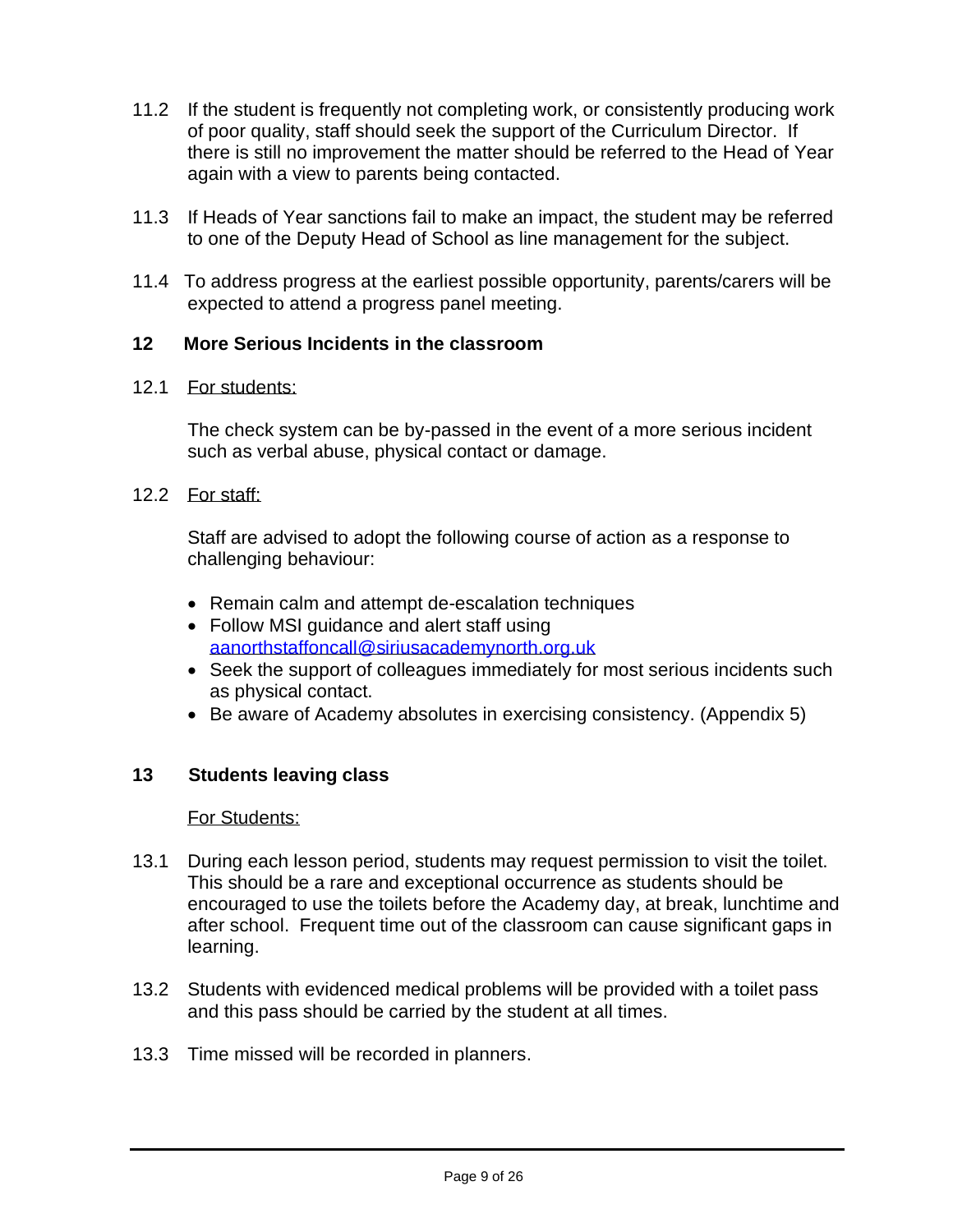11.2 If the student is frequently not completing work, or consistently producing work of poor quality, staff should seek the support of the Curriculum Director. If there is still no improvement the matter should be referred to the Head of Year again with a view to parents being contacted.

11.3 If Heads of Year sanctions fail to make an impact, the student may be referred to one of the Deputy Head of School as line management for the subject.

11.4 To address progress at the earliest possible opportunity, parents/carers will be expected to attend a progress panel meeting.

## 12 More Serious Incidents in the classroom

12.1 For students:

The check system can be by-passed in the event of a more serious incident such as verbal abuse, physical contact or damage.

12.2 For staff:

Staff are advised to adopt the following course of action as a response to challenging behaviour:

- Remain calm and attempt de-escalation techniques
- Follow MSI guidance and alert staff using aanorthstaffoncall@siriusacademynorth.org.uk
- Seek the support of colleagues immediately for most serious incidents such as physical contact.
- Be aware of Academy absolutes in exercising consistency. (Appendix 5)

## 13 Students leaving class

For Students:

13.1 During each lesson period, students may request permission to visit the toilet. This should be a rare and exceptional occurrence as students should be encouraged to use the toilets before the Academy day, at break, lunchtime and after school. Frequent time out of the classroom can cause significant gaps in learning.

13.2 Students with evidenced medical problems will be provided with a toilet pass and this pass should be carried by the student at all times.

13.3 Time missed will be recorded in planners.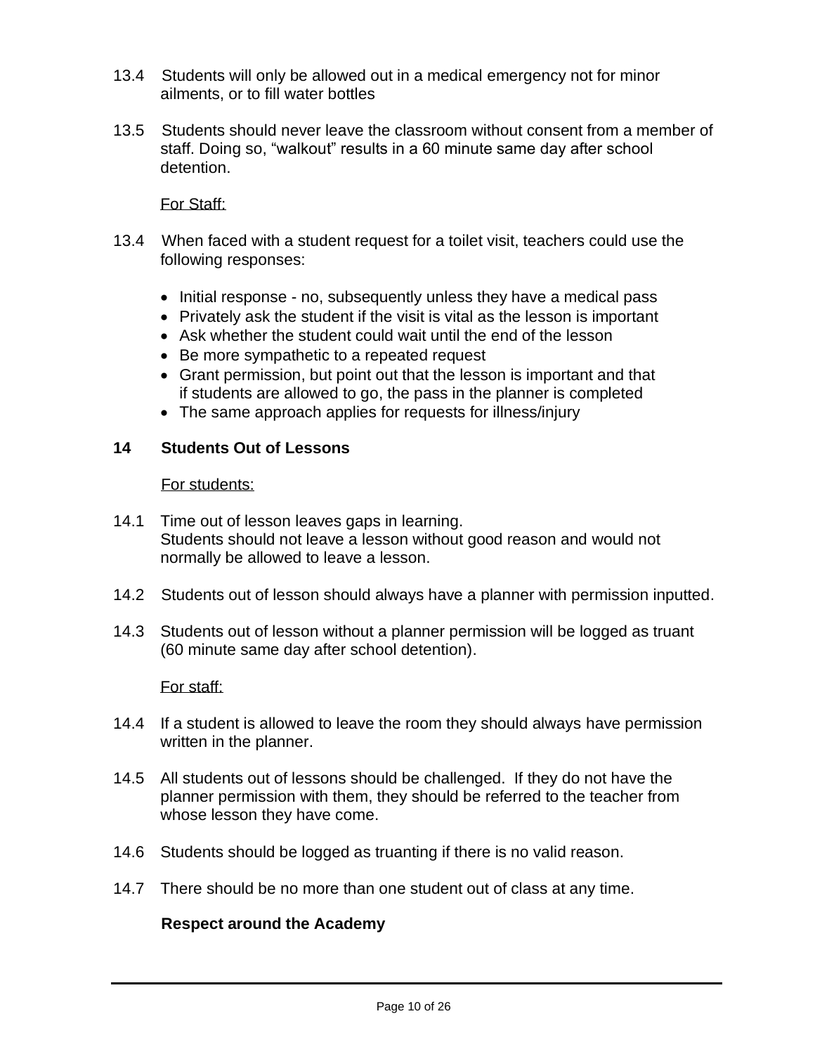13.4 Students will only be allowed out in a medical emergency not for minor ailments, or to fill water bottles

13.5 Students should never leave the classroom without consent from a member of staff. Doing so, "walkout" results in a 60 minute same day after school detention.

<u>For Staff:</u>

13.4 When faced with a student request for a toilet visit, teachers could use the following responses:

- Initial response - no, subsequently unless they have a medical pass
- Privately ask the student if the visit is vital as the lesson is important
- Ask whether the student could wait until the end of the lesson
- Be more sympathetic to a repeated request
- Grant permission, but point out that the lesson is important and that if students are allowed to go, the pass in the planner is completed
- The same approach applies for requests for illness/injury

## 14 Students Out of Lessons

<u>For students:</u>

14.1 Time out of lesson leaves gaps in learning.
Students should not leave a lesson without good reason and would not normally be allowed to leave a lesson.

14.2 Students out of lesson should always have a planner with permission inputted.

14.3 Students out of lesson without a planner permission will be logged as truant (60 minute same day after school detention).

<u>For staff:</u>

14.4 If a student is allowed to leave the room they should always have permission written in the planner.

14.5 All students out of lessons should be challenged. If they do not have the planner permission with them, they should be referred to the teacher from whose lesson they have come.

14.6 Students should be logged as truanting if there is no valid reason.

14.7 There should be no more than one student out of class at any time.

**Respect around the Academy**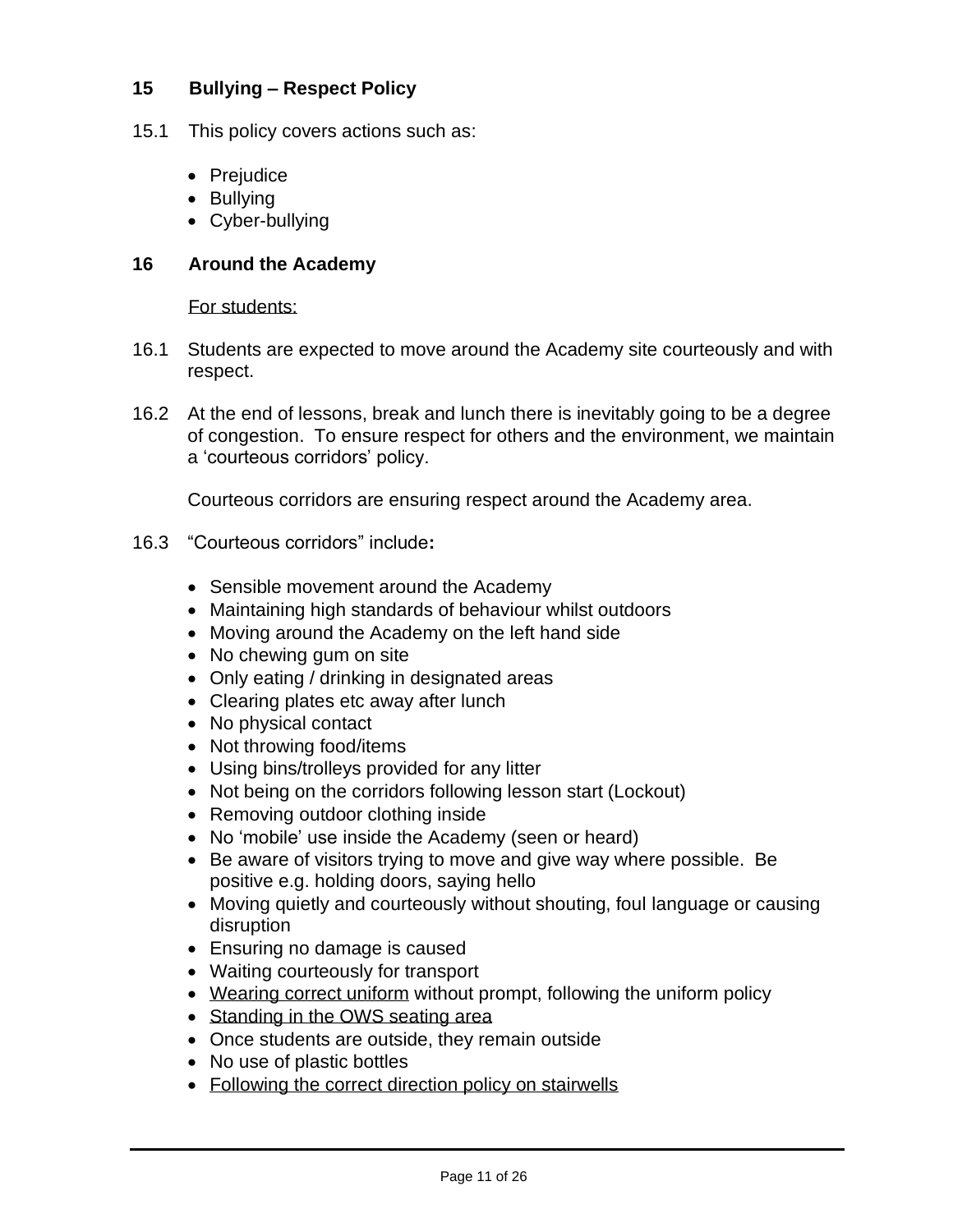## 15 Bullying – Respect Policy

15.1 This policy covers actions such as:

- Prejudice
- Bullying
- Cyber-bullying

## 16 Around the Academy

<u>For students:</u>

16.1 Students are expected to move around the Academy site courteously and with respect.

16.2 At the end of lessons, break and lunch there is inevitably going to be a degree of congestion. To ensure respect for others and the environment, we maintain a 'courteous corridors' policy.

Courteous corridors are ensuring respect around the Academy area.

16.3 "Courteous corridors" include**:**

- Sensible movement around the Academy
- Maintaining high standards of behaviour whilst outdoors
- Moving around the Academy on the left hand side
- No chewing gum on site
- Only eating / drinking in designated areas
- Clearing plates etc away after lunch
- No physical contact
- Not throwing food/items
- Using bins/trolleys provided for any litter
- Not being on the corridors following lesson start (Lockout)
- Removing outdoor clothing inside
- No 'mobile' use inside the Academy (seen or heard)
- Be aware of visitors trying to move and give way where possible. Be positive e.g. holding doors, saying hello
- Moving quietly and courteously without shouting, foul language or causing disruption
- Ensuring no damage is caused
- Waiting courteously for transport
- <u>Wearing correct uniform</u> without prompt, following the uniform policy
- <u>Standing in the OWS seating area</u>
- Once students are outside, they remain outside
- No use of plastic bottles
- <u>Following the correct direction policy on stairwells</u>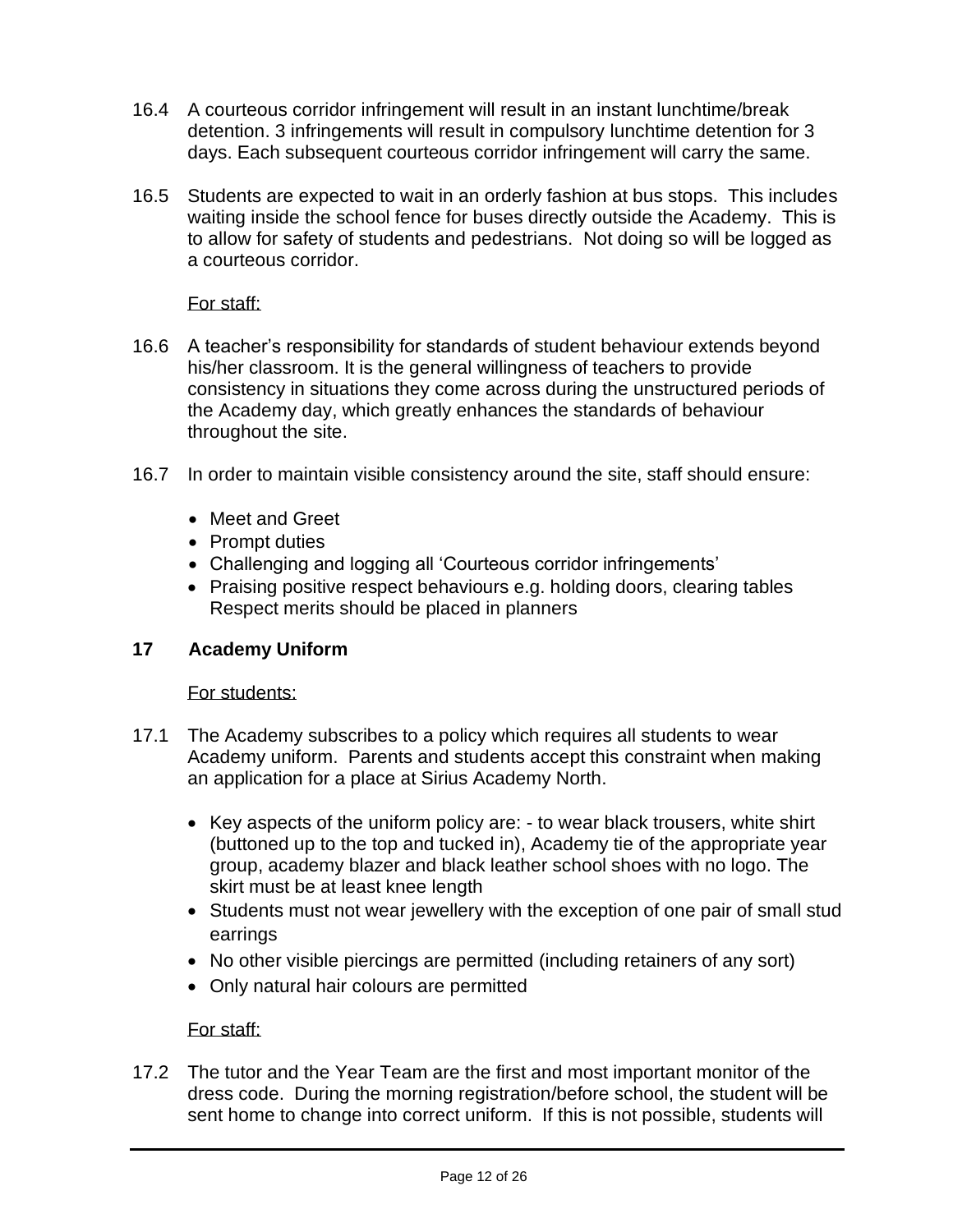16.4 A courteous corridor infringement will result in an instant lunchtime/break detention. 3 infringements will result in compulsory lunchtime detention for 3 days. Each subsequent courteous corridor infringement will carry the same.

16.5 Students are expected to wait in an orderly fashion at bus stops. This includes waiting inside the school fence for buses directly outside the Academy. This is to allow for safety of students and pedestrians. Not doing so will be logged as a courteous corridor.

<u>For staff:</u>

16.6 A teacher's responsibility for standards of student behaviour extends beyond his/her classroom. It is the general willingness of teachers to provide consistency in situations they come across during the unstructured periods of the Academy day, which greatly enhances the standards of behaviour throughout the site.

16.7 In order to maintain visible consistency around the site, staff should ensure:

- Meet and Greet
- Prompt duties
- Challenging and logging all 'Courteous corridor infringements'
- Praising positive respect behaviours e.g. holding doors, clearing tables Respect merits should be placed in planners

## 17 Academy Uniform

<u>For students:</u>

17.1 The Academy subscribes to a policy which requires all students to wear Academy uniform. Parents and students accept this constraint when making an application for a place at Sirius Academy North.

- Key aspects of the uniform policy are: - to wear black trousers, white shirt (buttoned up to the top and tucked in), Academy tie of the appropriate year group, academy blazer and black leather school shoes with no logo. The skirt must be at least knee length
- Students must not wear jewellery with the exception of one pair of small stud earrings
- No other visible piercings are permitted (including retainers of any sort)
- Only natural hair colours are permitted

<u>For staff:</u>

17.2 The tutor and the Year Team are the first and most important monitor of the dress code. During the morning registration/before school, the student will be sent home to change into correct uniform. If this is not possible, students will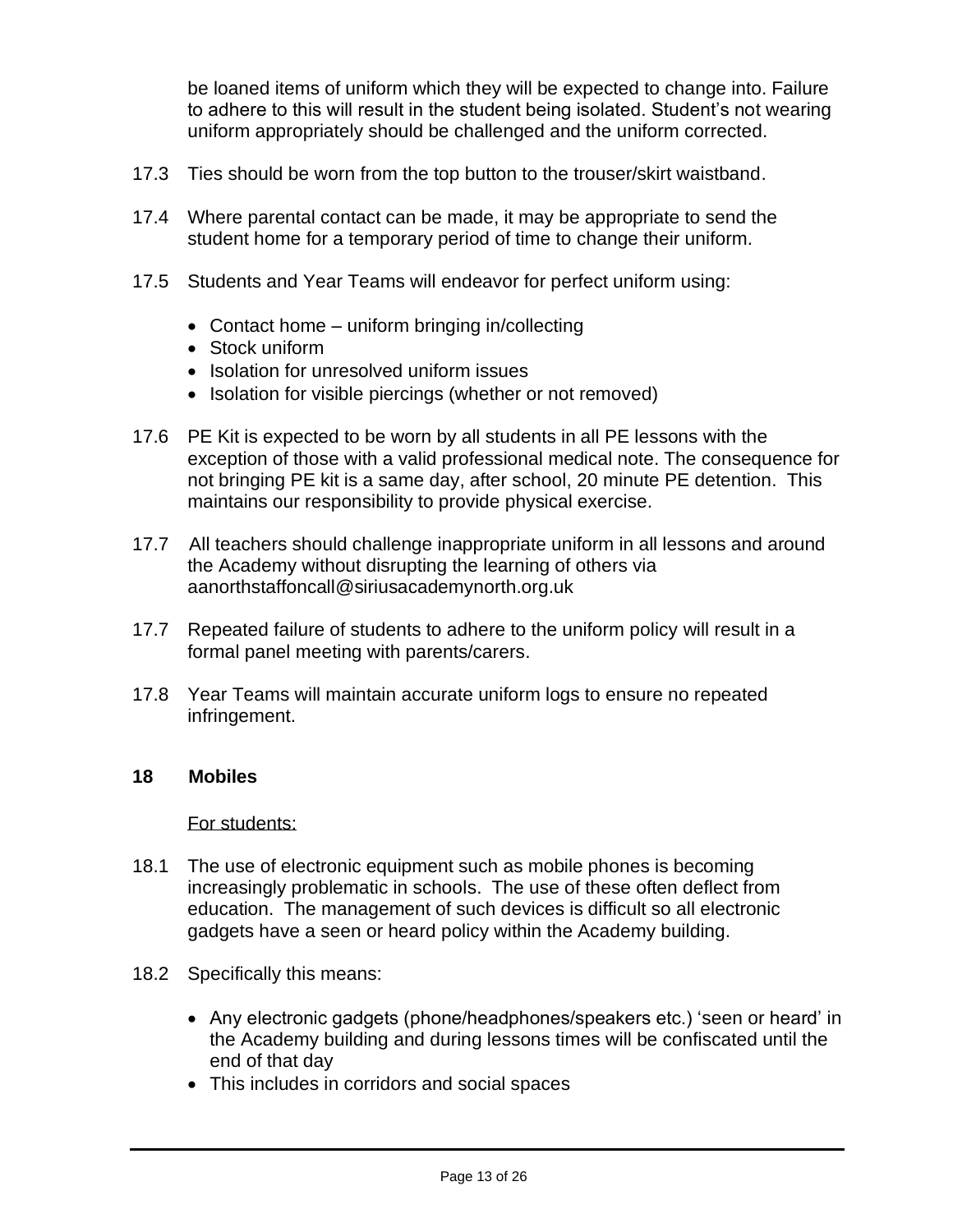be loaned items of uniform which they will be expected to change into. Failure to adhere to this will result in the student being isolated. Student's not wearing uniform appropriately should be challenged and the uniform corrected.

17.3 Ties should be worn from the top button to the trouser/skirt waistband.

17.4 Where parental contact can be made, it may be appropriate to send the student home for a temporary period of time to change their uniform.

17.5 Students and Year Teams will endeavor for perfect uniform using:

- Contact home – uniform bringing in/collecting
- Stock uniform
- Isolation for unresolved uniform issues
- Isolation for visible piercings (whether or not removed)

17.6 PE Kit is expected to be worn by all students in all PE lessons with the exception of those with a valid professional medical note. The consequence for not bringing PE kit is a same day, after school, 20 minute PE detention. This maintains our responsibility to provide physical exercise.

17.7 All teachers should challenge inappropriate uniform in all lessons and around the Academy without disrupting the learning of others via aanorthstaffoncall@siriusacademynorth.org.uk

17.7 Repeated failure of students to adhere to the uniform policy will result in a formal panel meeting with parents/carers.

17.8 Year Teams will maintain accurate uniform logs to ensure no repeated infringement.

**18 Mobiles**

For students:

18.1 The use of electronic equipment such as mobile phones is becoming increasingly problematic in schools. The use of these often deflect from education. The management of such devices is difficult so all electronic gadgets have a seen or heard policy within the Academy building.

18.2 Specifically this means:

- Any electronic gadgets (phone/headphones/speakers etc.) 'seen or heard' in the Academy building and during lessons times will be confiscated until the end of that day
- This includes in corridors and social spaces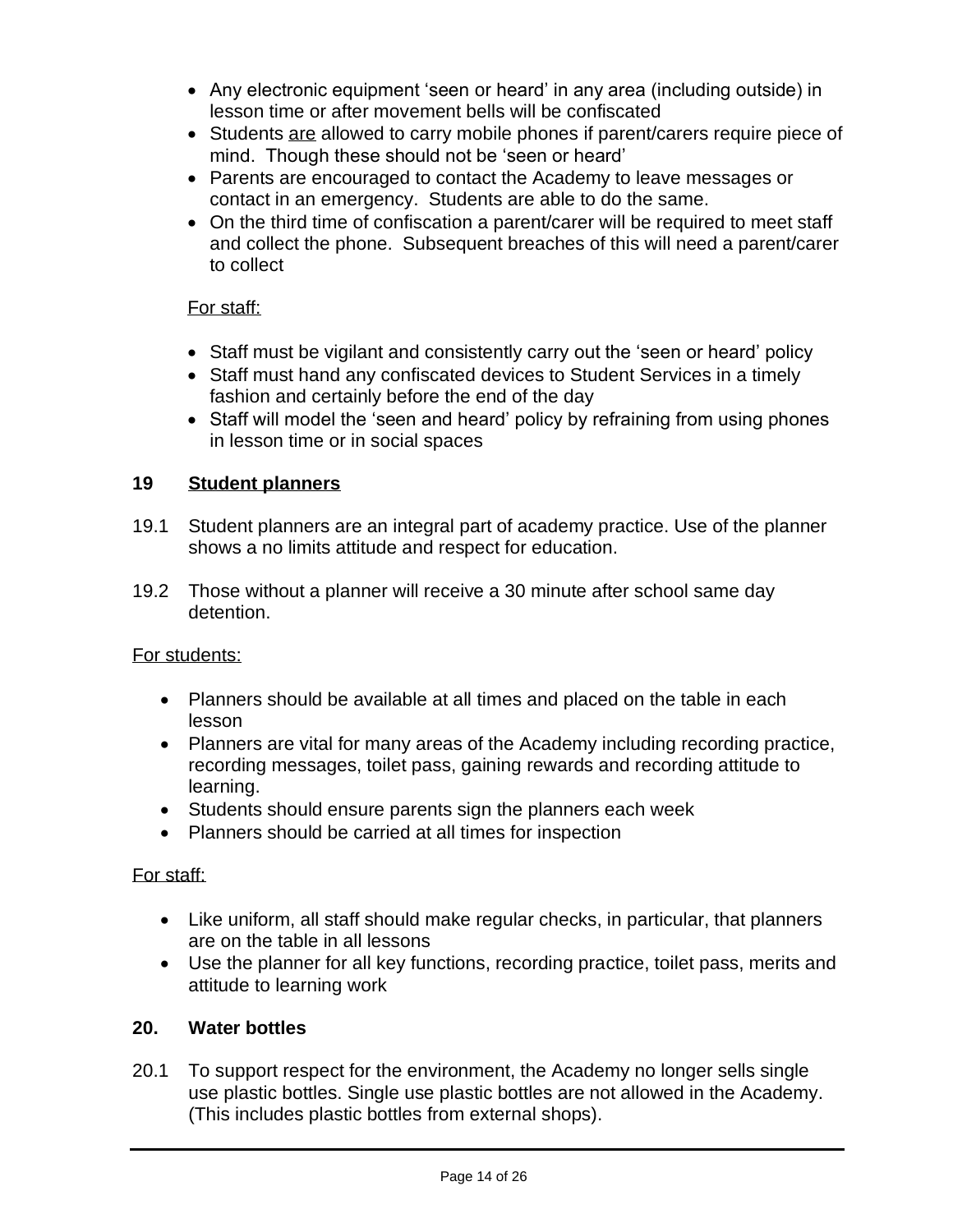- Any electronic equipment 'seen or heard' in any area (including outside) in lesson time or after movement bells will be confiscated
- Students <u>are</u> allowed to carry mobile phones if parent/carers require piece of mind. Though these should not be 'seen or heard'
- Parents are encouraged to contact the Academy to leave messages or contact in an emergency. Students are able to do the same.
- On the third time of confiscation a parent/carer will be required to meet staff and collect the phone. Subsequent breaches of this will need a parent/carer to collect

<u>For staff:</u>

- Staff must be vigilant and consistently carry out the 'seen or heard' policy
- Staff must hand any confiscated devices to Student Services in a timely fashion and certainly before the end of the day
- Staff will model the 'seen and heard' policy by refraining from using phones in lesson time or in social spaces

## 19 <u>Student planners</u>

19.1 Student planners are an integral part of academy practice. Use of the planner shows a no limits attitude and respect for education.

19.2 Those without a planner will receive a 30 minute after school same day detention.

<u>For students:</u>

- Planners should be available at all times and placed on the table in each lesson
- Planners are vital for many areas of the Academy including recording practice, recording messages, toilet pass, gaining rewards and recording attitude to learning.
- Students should ensure parents sign the planners each week
- Planners should be carried at all times for inspection

<u>For staff:</u>

- Like uniform, all staff should make regular checks, in particular, that planners are on the table in all lessons
- Use the planner for all key functions, recording practice, toilet pass, merits and attitude to learning work

## 20. Water bottles

20.1 To support respect for the environment, the Academy no longer sells single use plastic bottles. Single use plastic bottles are not allowed in the Academy. (This includes plastic bottles from external shops).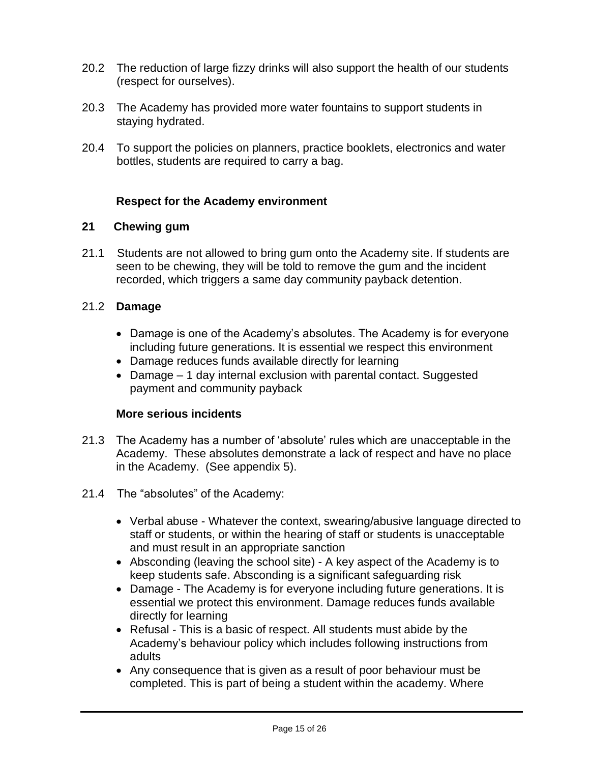20.2 The reduction of large fizzy drinks will also support the health of our students (respect for ourselves).

20.3 The Academy has provided more water fountains to support students in staying hydrated.

20.4 To support the policies on planners, practice booklets, electronics and water bottles, students are required to carry a bag.

**Respect for the Academy environment**

## 21 Chewing gum

21.1 Students are not allowed to bring gum onto the Academy site. If students are seen to be chewing, they will be told to remove the gum and the incident recorded, which triggers a same day community payback detention.

21.2 **Damage**

- Damage is one of the Academy's absolutes. The Academy is for everyone including future generations. It is essential we respect this environment
- Damage reduces funds available directly for learning
- Damage – 1 day internal exclusion with parental contact. Suggested payment and community payback

**More serious incidents**

21.3 The Academy has a number of 'absolute' rules which are unacceptable in the Academy. These absolutes demonstrate a lack of respect and have no place in the Academy. (See appendix 5).

21.4 The "absolutes" of the Academy:

- Verbal abuse - Whatever the context, swearing/abusive language directed to staff or students, or within the hearing of staff or students is unacceptable and must result in an appropriate sanction
- Absconding (leaving the school site) - A key aspect of the Academy is to keep students safe. Absconding is a significant safeguarding risk
- Damage - The Academy is for everyone including future generations. It is essential we protect this environment. Damage reduces funds available directly for learning
- Refusal - This is a basic of respect. All students must abide by the Academy's behaviour policy which includes following instructions from adults
- Any consequence that is given as a result of poor behaviour must be completed. This is part of being a student within the academy. Where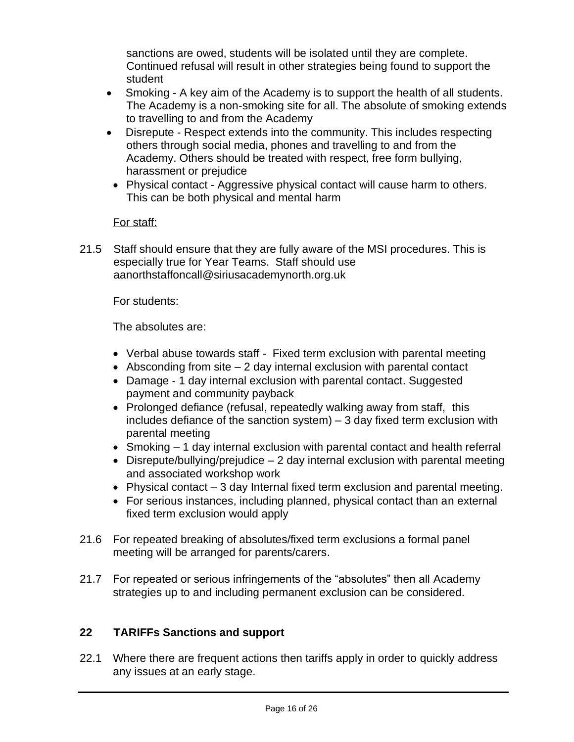sanctions are owed, students will be isolated until they are complete. Continued refusal will result in other strategies being found to support the student

- Smoking - A key aim of the Academy is to support the health of all students. The Academy is a non-smoking site for all. The absolute of smoking extends to travelling to and from the Academy
- Disrepute - Respect extends into the community. This includes respecting others through social media, phones and travelling to and from the Academy. Others should be treated with respect, free form bullying, harassment or prejudice
- Physical contact - Aggressive physical contact will cause harm to others. This can be both physical and mental harm

For staff:

21.5 Staff should ensure that they are fully aware of the MSI procedures. This is especially true for Year Teams. Staff should use aanorthstaffoncall@siriusacademynorth.org.uk

For students:

The absolutes are:

- Verbal abuse towards staff - Fixed term exclusion with parental meeting
- Absconding from site – 2 day internal exclusion with parental contact
- Damage - 1 day internal exclusion with parental contact. Suggested payment and community payback
- Prolonged defiance (refusal, repeatedly walking away from staff, this includes defiance of the sanction system) – 3 day fixed term exclusion with parental meeting
- Smoking – 1 day internal exclusion with parental contact and health referral
- Disrepute/bullying/prejudice – 2 day internal exclusion with parental meeting and associated workshop work
- Physical contact – 3 day Internal fixed term exclusion and parental meeting.
- For serious instances, including planned, physical contact than an external fixed term exclusion would apply

21.6 For repeated breaking of absolutes/fixed term exclusions a formal panel meeting will be arranged for parents/carers.

21.7 For repeated or serious infringements of the "absolutes" then all Academy strategies up to and including permanent exclusion can be considered.

## 22 TARIFFs Sanctions and support

22.1 Where there are frequent actions then tariffs apply in order to quickly address any issues at an early stage.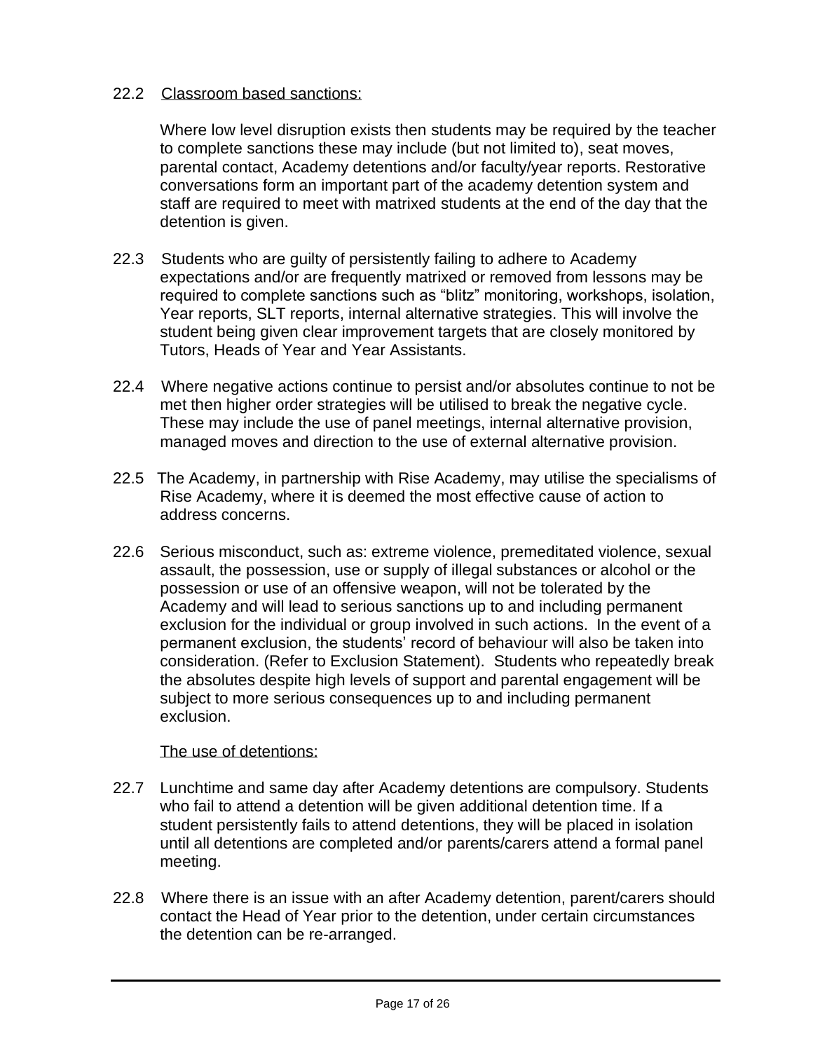22.2 Classroom based sanctions:

Where low level disruption exists then students may be required by the teacher to complete sanctions these may include (but not limited to), seat moves, parental contact, Academy detentions and/or faculty/year reports. Restorative conversations form an important part of the academy detention system and staff are required to meet with matrixed students at the end of the day that the detention is given.

22.3 Students who are guilty of persistently failing to adhere to Academy expectations and/or are frequently matrixed or removed from lessons may be required to complete sanctions such as "blitz" monitoring, workshops, isolation, Year reports, SLT reports, internal alternative strategies. This will involve the student being given clear improvement targets that are closely monitored by Tutors, Heads of Year and Year Assistants.

22.4 Where negative actions continue to persist and/or absolutes continue to not be met then higher order strategies will be utilised to break the negative cycle. These may include the use of panel meetings, internal alternative provision, managed moves and direction to the use of external alternative provision.

22.5 The Academy, in partnership with Rise Academy, may utilise the specialisms of Rise Academy, where it is deemed the most effective cause of action to address concerns.

22.6 Serious misconduct, such as: extreme violence, premeditated violence, sexual assault, the possession, use or supply of illegal substances or alcohol or the possession or use of an offensive weapon, will not be tolerated by the Academy and will lead to serious sanctions up to and including permanent exclusion for the individual or group involved in such actions. In the event of a permanent exclusion, the students' record of behaviour will also be taken into consideration. (Refer to Exclusion Statement). Students who repeatedly break the absolutes despite high levels of support and parental engagement will be subject to more serious consequences up to and including permanent exclusion.

The use of detentions:

22.7 Lunchtime and same day after Academy detentions are compulsory. Students who fail to attend a detention will be given additional detention time. If a student persistently fails to attend detentions, they will be placed in isolation until all detentions are completed and/or parents/carers attend a formal panel meeting.

22.8 Where there is an issue with an after Academy detention, parent/carers should contact the Head of Year prior to the detention, under certain circumstances the detention can be re-arranged.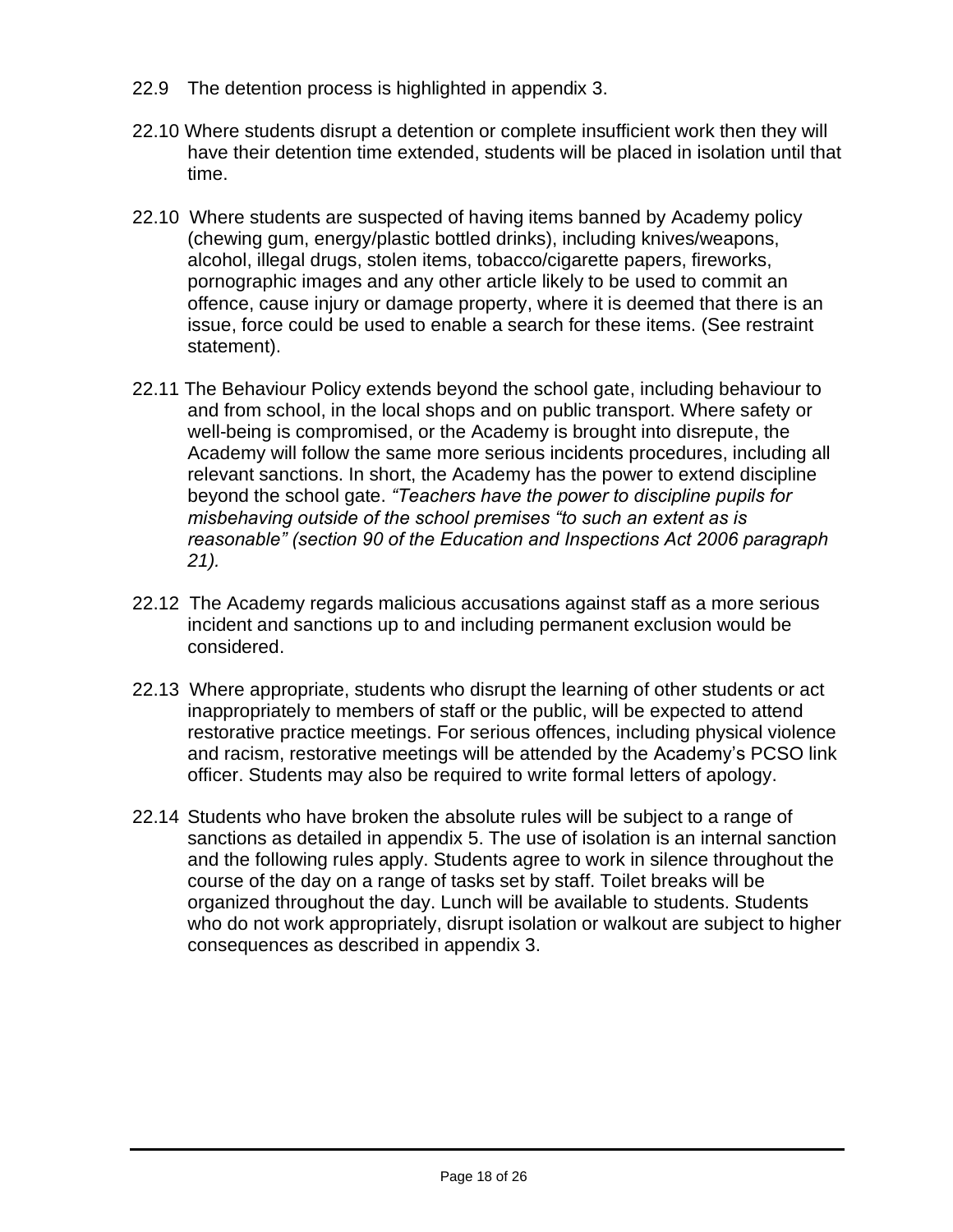22.9 The detention process is highlighted in appendix 3.

22.10 Where students disrupt a detention or complete insufficient work then they will have their detention time extended, students will be placed in isolation until that time.

22.10 Where students are suspected of having items banned by Academy policy (chewing gum, energy/plastic bottled drinks), including knives/weapons, alcohol, illegal drugs, stolen items, tobacco/cigarette papers, fireworks, pornographic images and any other article likely to be used to commit an offence, cause injury or damage property, where it is deemed that there is an issue, force could be used to enable a search for these items. (See restraint statement).

22.11 The Behaviour Policy extends beyond the school gate, including behaviour to and from school, in the local shops and on public transport. Where safety or well-being is compromised, or the Academy is brought into disrepute, the Academy will follow the same more serious incidents procedures, including all relevant sanctions. In short, the Academy has the power to extend discipline beyond the school gate. *"Teachers have the power to discipline pupils for misbehaving outside of the school premises "to such an extent as is reasonable" (section 90 of the Education and Inspections Act 2006 paragraph 21).*

22.12 The Academy regards malicious accusations against staff as a more serious incident and sanctions up to and including permanent exclusion would be considered.

22.13 Where appropriate, students who disrupt the learning of other students or act inappropriately to members of staff or the public, will be expected to attend restorative practice meetings. For serious offences, including physical violence and racism, restorative meetings will be attended by the Academy's PCSO link officer. Students may also be required to write formal letters of apology.

22.14 Students who have broken the absolute rules will be subject to a range of sanctions as detailed in appendix 5. The use of isolation is an internal sanction and the following rules apply. Students agree to work in silence throughout the course of the day on a range of tasks set by staff. Toilet breaks will be organized throughout the day. Lunch will be available to students. Students who do not work appropriately, disrupt isolation or walkout are subject to higher consequences as described in appendix 3.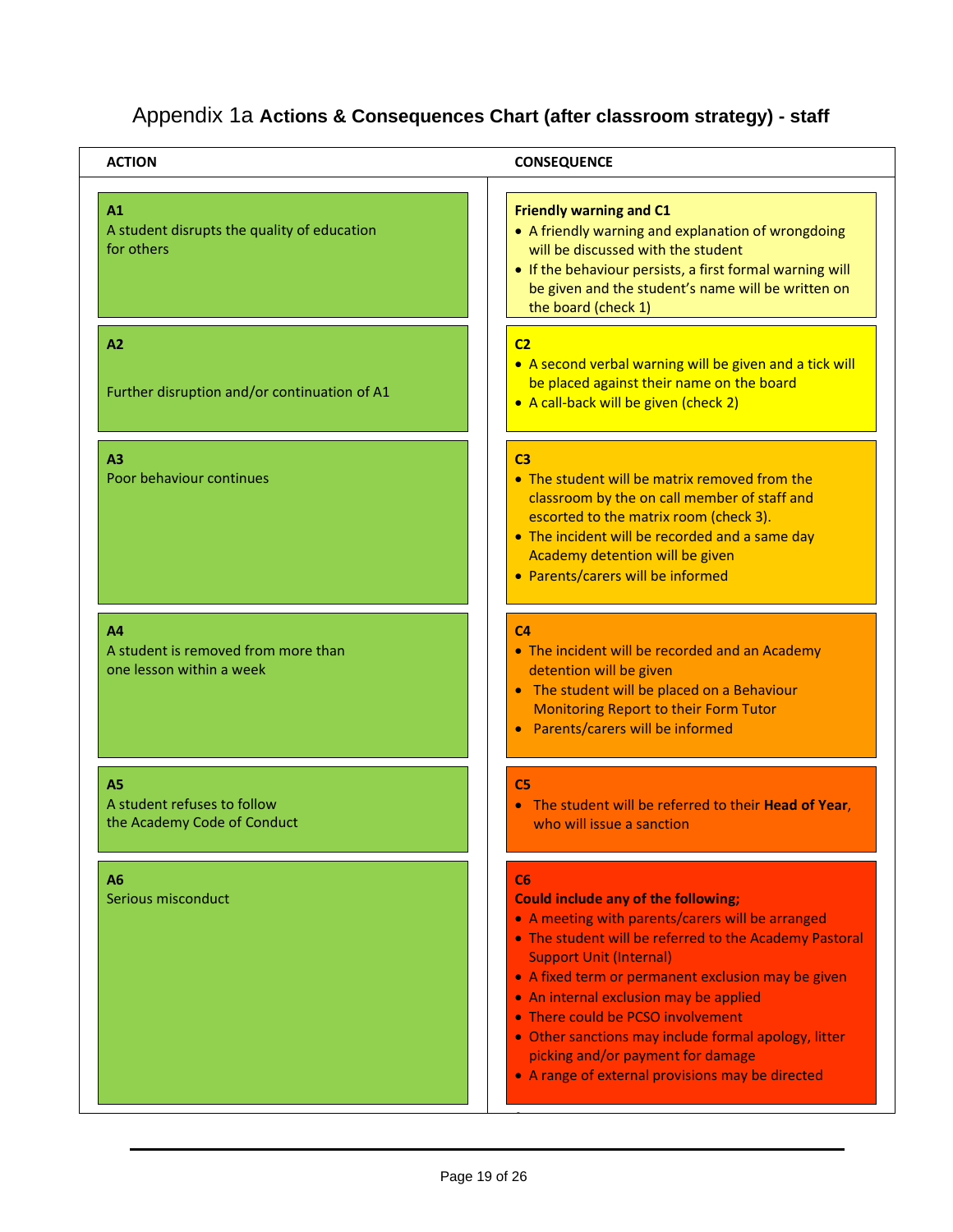## Appendix 1a **Actions & Consequences Chart (after classroom strategy) - staff**

| ACTION | CONSEQUENCE |
|---|---|
| **A1**<br>A student disrupts the quality of education for others | **Friendly warning and C1**<br>• A friendly warning and explanation of wrongdoing will be discussed with the student<br>• If the behaviour persists, a first formal warning will be given and the student's name will be written on the board (check 1) |
| **A2**<br>Further disruption and/or continuation of A1 | **C2**<br>• A second verbal warning will be given and a tick will be placed against their name on the board<br>• A call-back will be given (check 2) |
| **A3**<br>Poor behaviour continues | **C3**<br>• The student will be matrix removed from the classroom by the on call member of staff and escorted to the matrix room (check 3).<br>• The incident will be recorded and a same day Academy detention will be given<br>• Parents/carers will be informed |
| **A4**<br>A student is removed from more than one lesson within a week | **C4**<br>• The incident will be recorded and an Academy detention will be given<br>• The student will be placed on a Behaviour Monitoring Report to their Form Tutor<br>• Parents/carers will be informed |
| **A5**<br>A student refuses to follow the Academy Code of Conduct | **C5**<br>• The student will be referred to their **Head of Year**, who will issue a sanction |
| **A6**<br>Serious misconduct | **C6**<br>**Could include any of the following;**<br>• A meeting with parents/carers will be arranged<br>• The student will be referred to the Academy Pastoral Support Unit (Internal)<br>• A fixed term or permanent exclusion may be given<br>• An internal exclusion may be applied<br>• There could be PCSO involvement<br>• Other sanctions may include formal apology, litter picking and/or payment for damage<br>• A range of external provisions may be directed |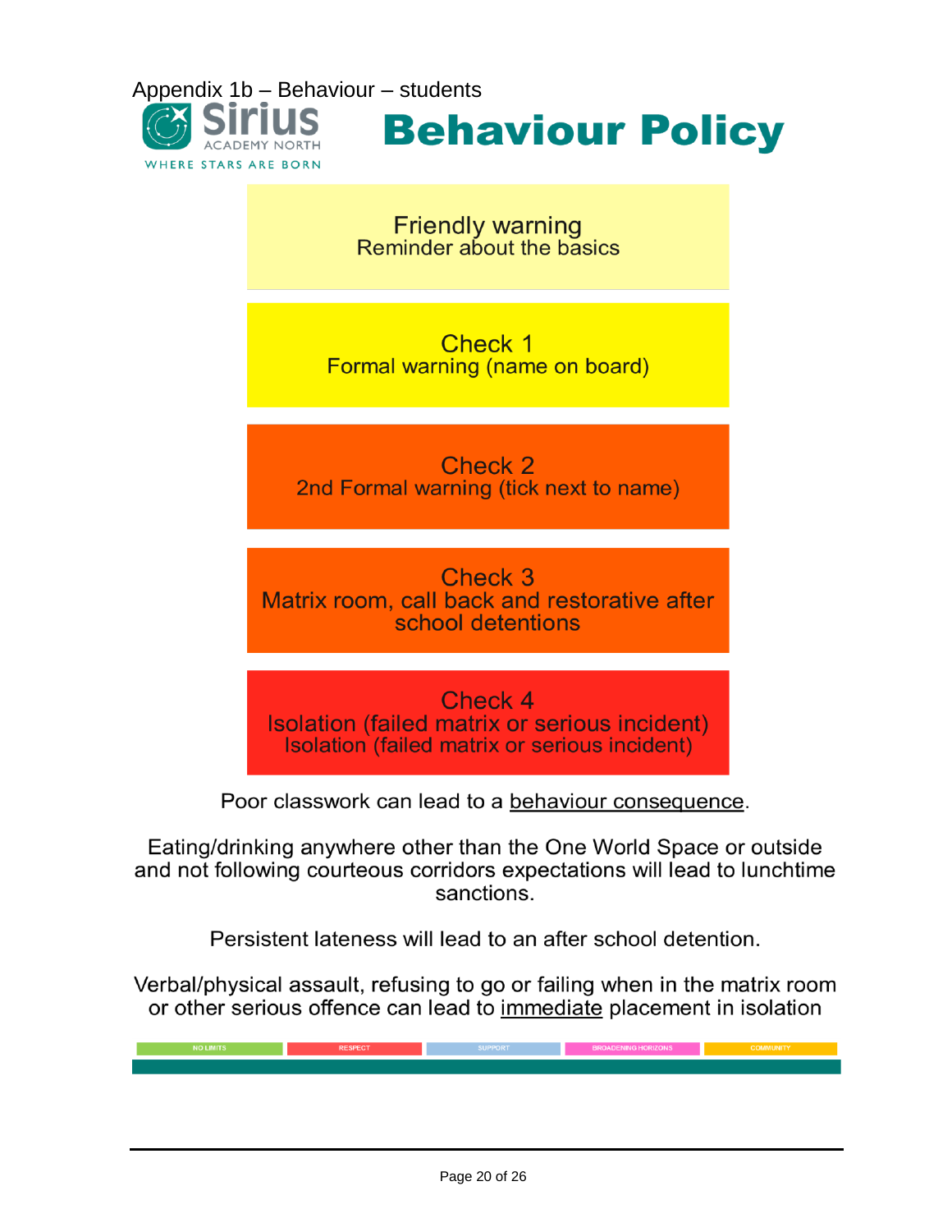Appendix 1b – Behaviour – students

Sirius ACADEMY NORTH
WHERE STARS ARE BORN

# Behaviour Policy

**Friendly warning**
Reminder about the basics

**Check 1**
Formal warning (name on board)

**Check 2**
2nd Formal warning (tick next to name)

**Check 3**
Matrix room, call back and restorative after school detentions

**Check 4**
Isolation (failed matrix or serious incident)
Isolation (failed matrix or serious incident)

Poor classwork can lead to a behaviour consequence.

Eating/drinking anywhere other than the One World Space or outside and not following courteous corridors expectations will lead to lunchtime sanctions.

Persistent lateness will lead to an after school detention.

Verbal/physical assault, refusing to go or failing when in the matrix room or other serious offence can lead to immediate placement in isolation

NO LIMITS | RESPECT | SUPPORT | BROADENING HORIZONS | COMMUNITY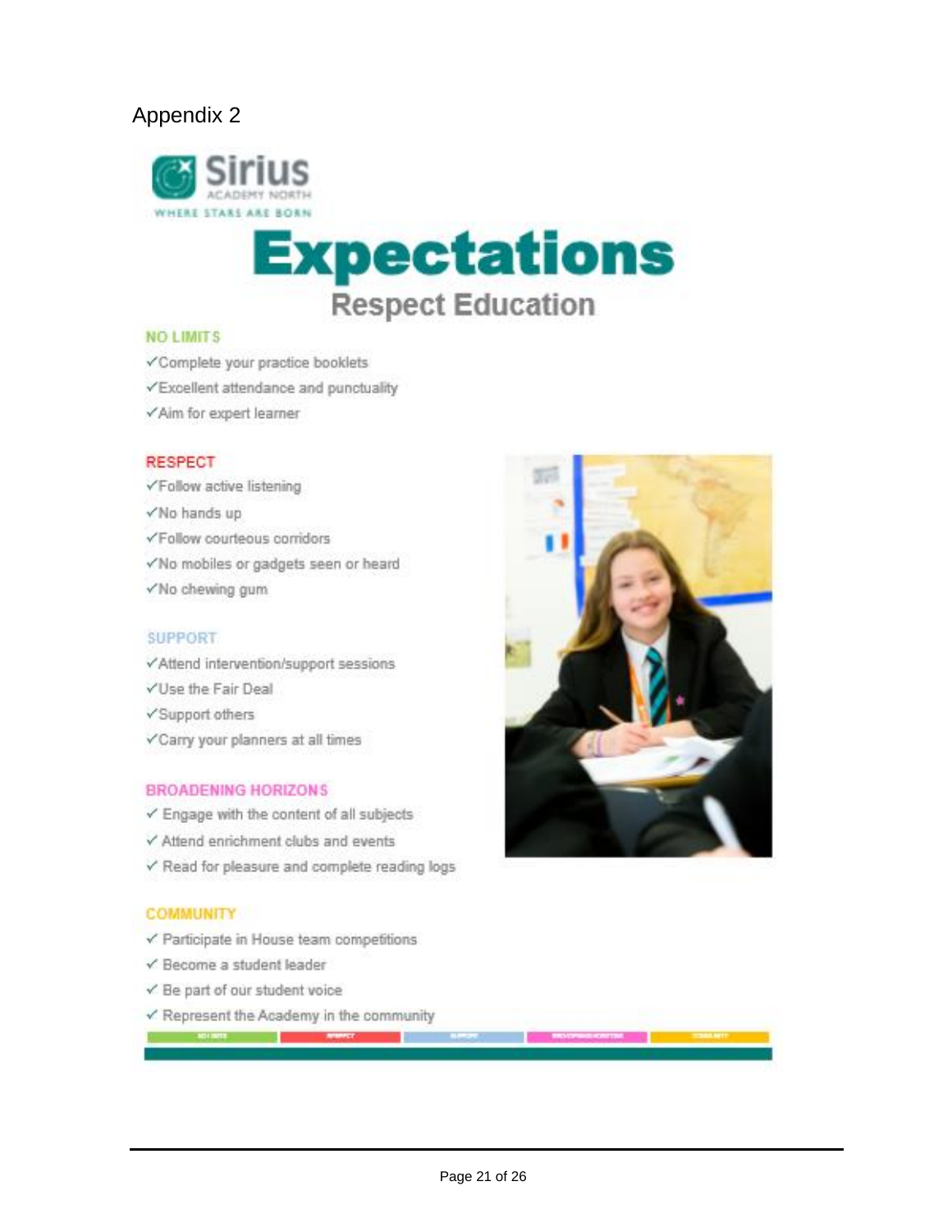Appendix 2

Sirius

ACADEMY NORTH

WHERE STARS ARE BORN

# Expectations

## Respect Education

### NO LIMITS

- ✓Complete your practice booklets
- ✓Excellent attendance and punctuality
- ✓Aim for expert learner

### RESPECT

- ✓Follow active listening
- ✓No hands up
- ✓Follow courteous corridors
- ✓No mobiles or gadgets seen or heard
- ✓No chewing gum

### SUPPORT

- ✓Attend intervention/support sessions
- ✓Use the Fair Deal
- ✓Support others
- ✓Carry your planners at all times

### BROADENING HORIZONS

- ✓ Engage with the content of all subjects
- ✓ Attend enrichment clubs and events
- ✓ Read for pleasure and complete reading logs

### COMMUNITY

- ✓ Participate in House team competitions
- ✓ Become a student leader
- ✓ Be part of our student voice
- ✓ Represent the Academy in the community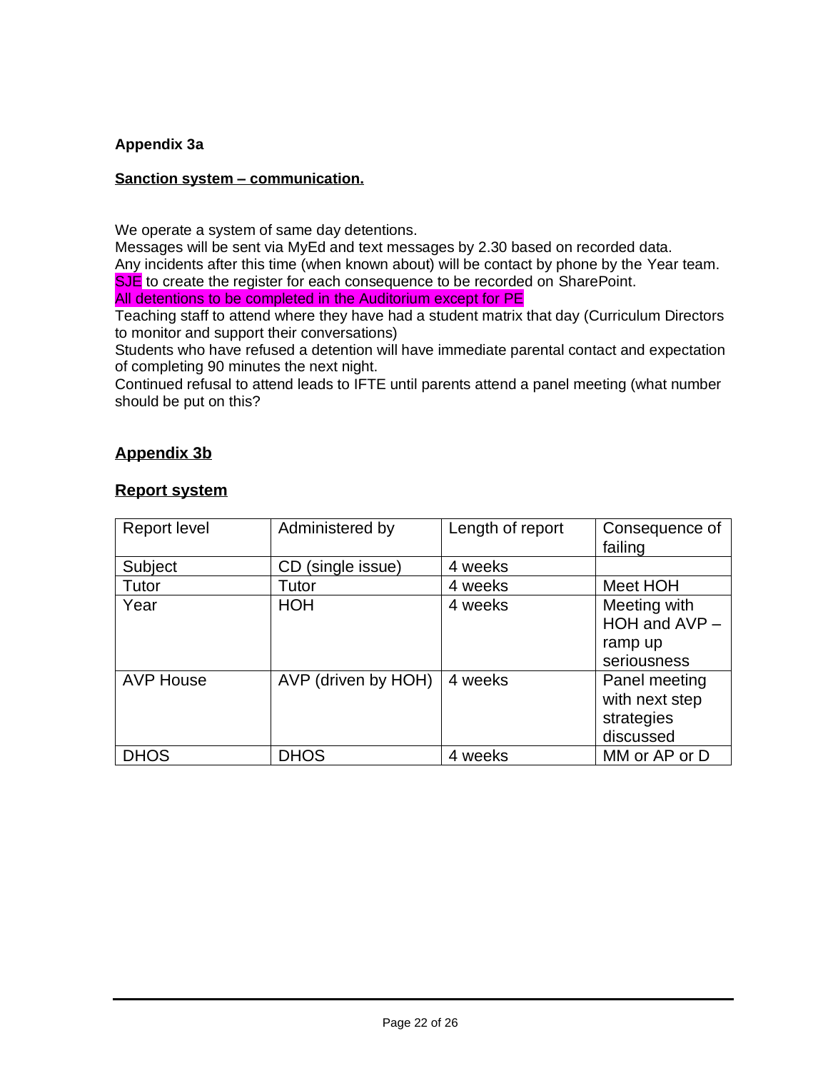**Appendix 3a**

**Sanction system – communication.**

We operate a system of same day detentions.
Messages will be sent via MyEd and text messages by 2.30 based on recorded data.
Any incidents after this time (when known about) will be contact by phone by the Year team.
SJE to create the register for each consequence to be recorded on SharePoint.
All detentions to be completed in the Auditorium except for PE
Teaching staff to attend where they have had a student matrix that day (Curriculum Directors to monitor and support their conversations)
Students who have refused a detention will have immediate parental contact and expectation of completing 90 minutes the next night.
Continued refusal to attend leads to IFTE until parents attend a panel meeting (what number should be put on this?

## Appendix 3b

## Report system

| Report level | Administered by | Length of report | Consequence of failing |
|---|---|---|---|
| Subject | CD (single issue) | 4 weeks | |
| Tutor | Tutor | 4 weeks | Meet HOH |
| Year | HOH | 4 weeks | Meeting with HOH and AVP – ramp up seriousness |
| AVP House | AVP (driven by HOH) | 4 weeks | Panel meeting with next step strategies discussed |
| DHOS | DHOS | 4 weeks | MM or AP or D |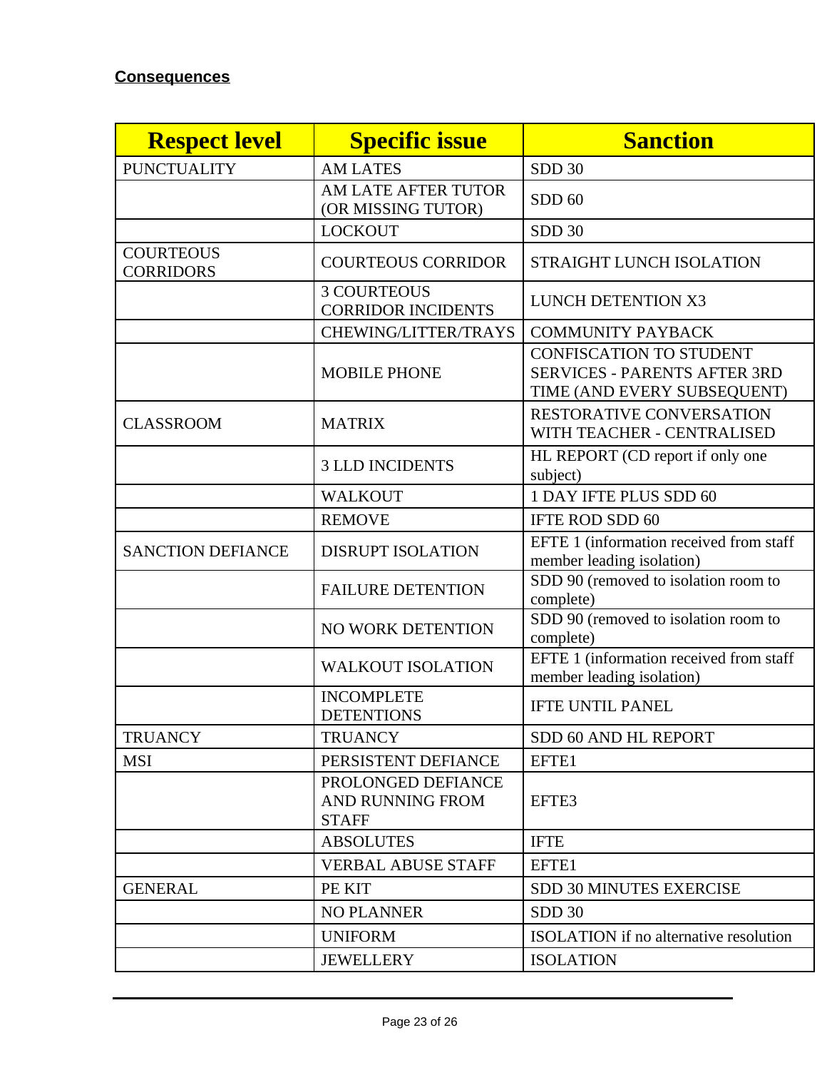**Consequences**

| Respect level | Specific issue | Sanction |
|---|---|---|
| PUNCTUALITY | AM LATES | SDD 30 |
| | AM LATE AFTER TUTOR (OR MISSING TUTOR) | SDD 60 |
| | LOCKOUT | SDD 30 |
| COURTEOUS CORRIDORS | COURTEOUS CORRIDOR | STRAIGHT LUNCH ISOLATION |
| | 3 COURTEOUS CORRIDOR INCIDENTS | LUNCH DETENTION X3 |
| | CHEWING/LITTER/TRAYS | COMMUNITY PAYBACK |
| | MOBILE PHONE | CONFISCATION TO STUDENT SERVICES - PARENTS AFTER 3RD TIME (AND EVERY SUBSEQUENT) |
| CLASSROOM | MATRIX | RESTORATIVE CONVERSATION WITH TEACHER - CENTRALISED |
| | 3 LLD INCIDENTS | HL REPORT (CD report if only one subject) |
| | WALKOUT | 1 DAY IFTE PLUS SDD 60 |
| | REMOVE | IFTE ROD SDD 60 |
| SANCTION DEFIANCE | DISRUPT ISOLATION | EFTE 1 (information received from staff member leading isolation) |
| | FAILURE DETENTION | SDD 90 (removed to isolation room to complete) |
| | NO WORK DETENTION | SDD 90 (removed to isolation room to complete) |
| | WALKOUT ISOLATION | EFTE 1 (information received from staff member leading isolation) |
| | INCOMPLETE DETENTIONS | IFTE UNTIL PANEL |
| TRUANCY | TRUANCY | SDD 60 AND HL REPORT |
| MSI | PERSISTENT DEFIANCE | EFTE1 |
| | PROLONGED DEFIANCE AND RUNNING FROM STAFF | EFTE3 |
| | ABSOLUTES | IFTE |
| | VERBAL ABUSE STAFF | EFTE1 |
| GENERAL | PE KIT | SDD 30 MINUTES EXERCISE |
| | NO PLANNER | SDD 30 |
| | UNIFORM | ISOLATION if no alternative resolution |
| | JEWELLERY | ISOLATION |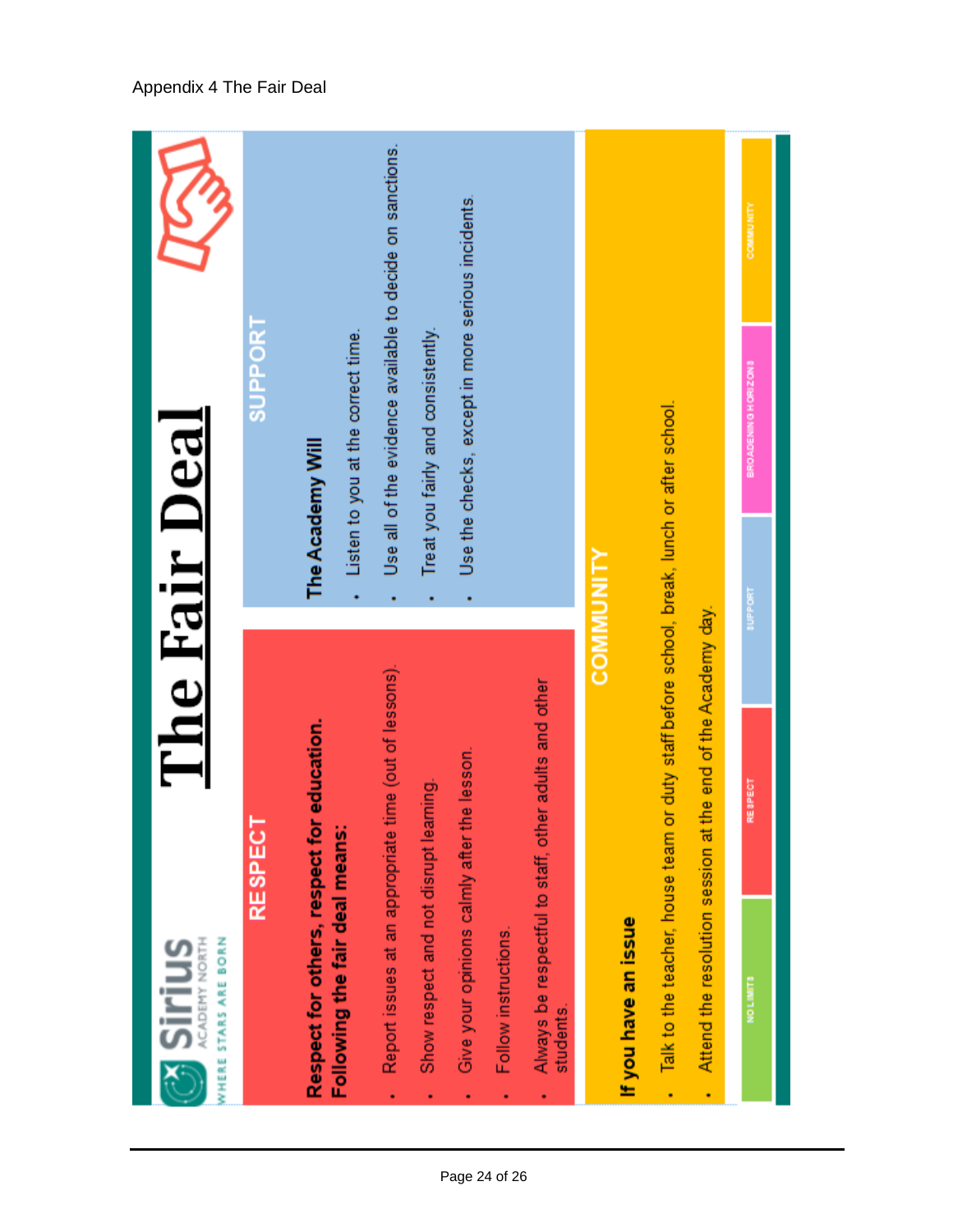Appendix 4 The Fair Deal

# The Fair Deal

Sirius Academy North
WHERE STARS ARE BORN

## RESPECT

**Respect for others, respect for education.**
**Following the fair deal means:**

- Report issues at an appropriate time (out of lessons).
- Show respect and not disrupt learning.
- Give your opinions calmly after the lesson.
- Follow instructions.
- Always be respectful to staff, other adults and other students.

## SUPPORT

**The Academy Will**

- Listen to you at the correct time.
- Use all of the evidence available to decide on sanctions.
- Treat you fairly and consistently.
- Use the checks, except in more serious incidents.

## COMMUNITY

**If you have an issue**

- Talk to the teacher, house team or duty staff before school, break, lunch or after school.
- Attend the resolution session at the end of the Academy day.

NO LIMITS | RESPECT | SUPPORT | BROADENING HORIZONS | COMMUNITY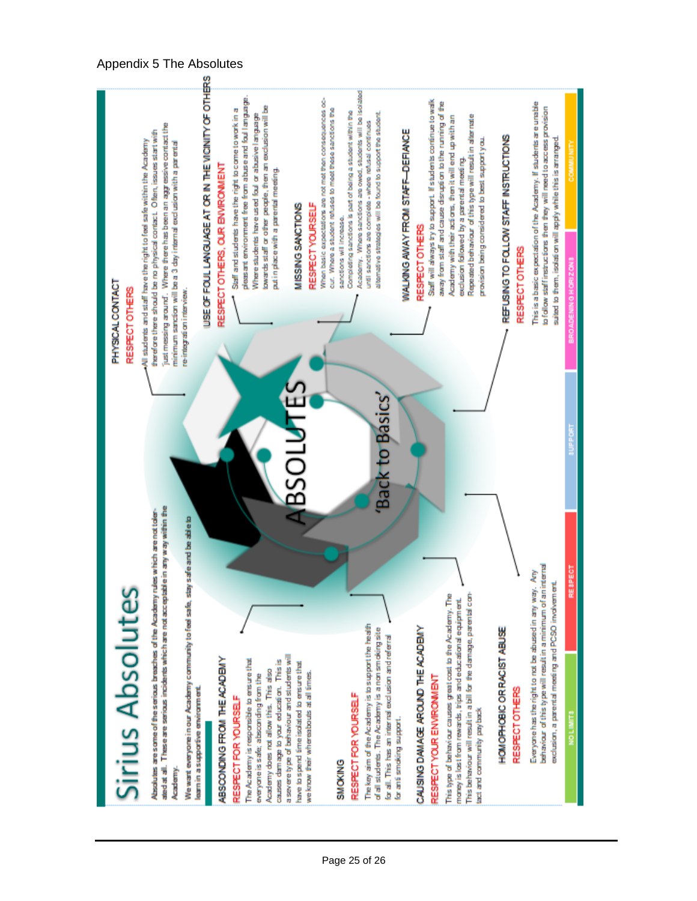Appendix 5 The Absolutes

# Sirius Absolutes

Absolutes are some of the serious breaches of the Academy rules which are not tolerated at all. These are serious incidents which are not acceptable in any way within the Academy.

We want everyone in our Academy community to feel safe, stay safe and be able to learn in a supportive environment.

### ABSCONDING FROM THE ACADEMY

**RESPECT FOR YOURSELF**

The Academy is responsible to ensure that everyone is safe; absconding from the Academy does not allow this. This also causes damage to your education. This is a severe type of behaviour and students will have to spend time isolated to ensure that we know their whereabouts at all times.

### SMOKING

**RESPECT FOR YOURSELF**

The key aim of the Academy is to support the health of all students. The Academy is a non smoking site for all. This has an internal exclusion and referral for anti smoking support.

### CAUSING DAMAGE AROUND THE ACADEMY

**RESPECT YOUR ENVIRONMENT**

This type of behaviour causes great cost to the Academy. The money is lost from rewards, trips and educational equipment. This behaviour will result in a bill for the damage, parental contact and community pay back

### HOMOPHOBIC OR RACIST ABUSE

**RESPECT OTHERS**

Everyone has the right to not be abused in any way. Any behaviour of this type will result in a minimum of an internal exclusion, a parental meeting and PCSO involvement.

### PHYSICAL CONTACT

**RESPECT OTHERS**

All students and staff have the right to feel safe within the Academy therefore there should be no physical contact. Often, issues start with 'just messing around'. Where there has been an aggressive contact the minimum sanction will be a 3 day internal exclusion with a parental re-integration interview.

### USE OF FOUL LANGUAGE AT OR IN THE VICINITY OF OTHERS

**RESPECT OTHERS, OUR ENVIRONMENT**

Staff and students have the right to come to work in a pleasant environment free from abuse and foul language. Where students have used foul or abusive language towards staff or other people, then an exclusion will be put in place with a parental meeting.

### MISSING SANCTIONS

**RESPECT YOURSELF**

When basic expectations are not met then consequences occur. Where a student refuses to meet these sanctions the sanctions will increase.

Completing sanctions is part of being a student within the Academy. Where sanctions are owed, students will be isolated until sanctions are complete - where refusal continues alternative strategies will be found to support the student.

### WALKING AWAY FROM STAFF—DEFIANCE

**RESPECT OTHERS**

Staff will always try to support. If students continue to walk away from staff and cause disruption to the running of the Academy with their actions, then it will end up with an exclusion followed by a parental meeting. Repeated behaviour of this type will result in alternate provision being considered to best support you.

### REFUSING TO FOLLOW STAFF INSTRUCTIONS

**RESPECT OTHERS**

This is a basic expectation of the Academy. If students are unable to follow staff instructions then they will need to access provision suited to them, isolation will apply while this is arranged.

ABSOLUTES

'Back to Basics'

NO LIMITS | RESPECT | SUPPORT | BROADENING HORIZONS | COMMUNITY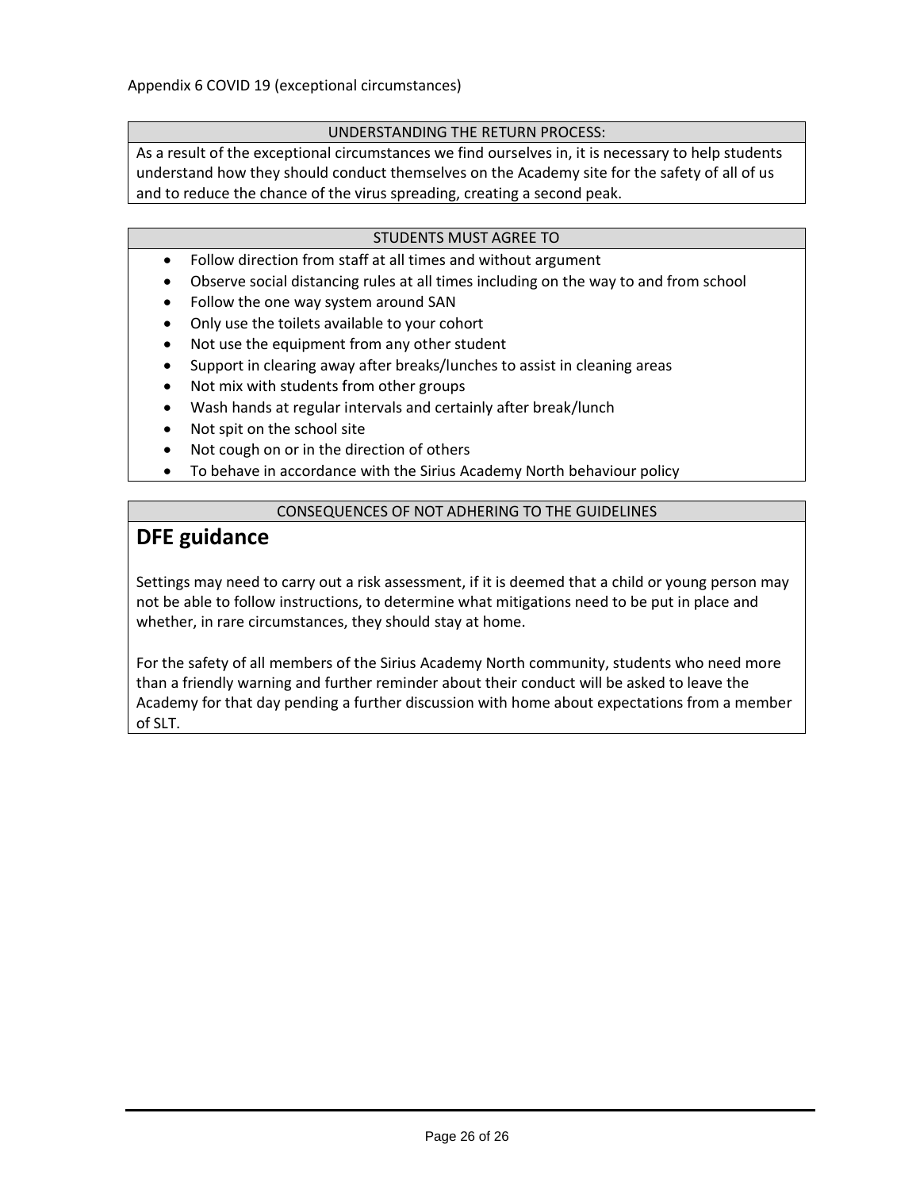Appendix 6 COVID 19 (exceptional circumstances)

### UNDERSTANDING THE RETURN PROCESS:

As a result of the exceptional circumstances we find ourselves in, it is necessary to help students understand how they should conduct themselves on the Academy site for the safety of all of us and to reduce the chance of the virus spreading, creating a second peak.

### STUDENTS MUST AGREE TO

- Follow direction from staff at all times and without argument
- Observe social distancing rules at all times including on the way to and from school
- Follow the one way system around SAN
- Only use the toilets available to your cohort
- Not use the equipment from any other student
- Support in clearing away after breaks/lunches to assist in cleaning areas
- Not mix with students from other groups
- Wash hands at regular intervals and certainly after break/lunch
- Not spit on the school site
- Not cough on or in the direction of others
- To behave in accordance with the Sirius Academy North behaviour policy

### CONSEQUENCES OF NOT ADHERING TO THE GUIDELINES

## DFE guidance

Settings may need to carry out a risk assessment, if it is deemed that a child or young person may not be able to follow instructions, to determine what mitigations need to be put in place and whether, in rare circumstances, they should stay at home.

For the safety of all members of the Sirius Academy North community, students who need more than a friendly warning and further reminder about their conduct will be asked to leave the Academy for that day pending a further discussion with home about expectations from a member of SLT.